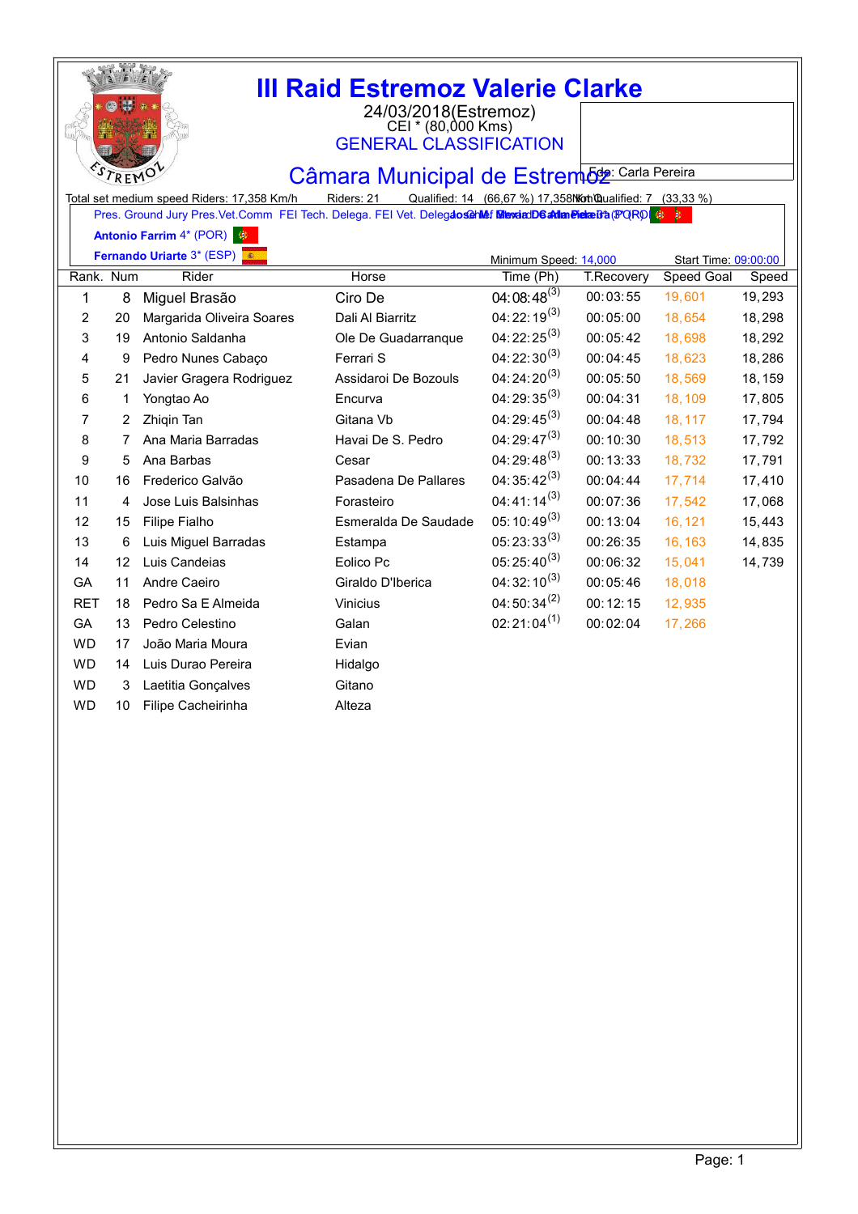# III Raid Estremoz Valerie Clarke

24/03/2018(Estremoz)
CEI * (80,000 Kms)
GENERAL CLASSIFICATION

## Câmara Municipal de Estremoz

Edo: Carla Pereira

Total set medium speed Riders: 17,358 Km/h    Riders: 21    Qualified: 14 (66,67 %) 17,358 Km/h    Not Qualified: 7 (33,33 %)

Pres. Ground Jury Pres.Vet.Comm FEI Tech. Delega. FEI Vet. Delegado Chief Steward DC Antonio Fernando Carlos (POR)

**Antonio Farrim** 4* (POR)

**Fernando Uriarte** 3* (ESP)

Minimum Speed: 14,000    Start Time: 09:00:00

| Rank. | Num | Rider | Horse | Time (Ph) | T.Recovery | Speed Goal | Speed |
|---|---|---|---|---|---|---|---|
| 1 | 8 | Miguel Brasão | Ciro De | 04:08:48 (3) | 00:03:55 | 19,601 | 19,293 |
| 2 | 20 | Margarida Oliveira Soares | Dali Al Biarritz | 04:22:19 (3) | 00:05:00 | 18,654 | 18,298 |
| 3 | 19 | Antonio Saldanha | Ole De Guadarranque | 04:22:25 (3) | 00:05:42 | 18,698 | 18,292 |
| 4 | 9 | Pedro Nunes Cabaço | Ferrari S | 04:22:30 (3) | 00:04:45 | 18,623 | 18,286 |
| 5 | 21 | Javier Gragera Rodriguez | Assidaroi De Bozouls | 04:24:20 (3) | 00:05:50 | 18,569 | 18,159 |
| 6 | 1 | Yongtao Ao | Encurva | 04:29:35 (3) | 00:04:31 | 18,109 | 17,805 |
| 7 | 2 | Zhiqin Tan | Gitana Vb | 04:29:45 (3) | 00:04:48 | 18,117 | 17,794 |
| 8 | 7 | Ana Maria Barradas | Havai De S. Pedro | 04:29:47 (3) | 00:10:30 | 18,513 | 17,792 |
| 9 | 5 | Ana Barbas | Cesar | 04:29:48 (3) | 00:13:33 | 18,732 | 17,791 |
| 10 | 16 | Frederico Galvão | Pasadena De Pallares | 04:35:42 (3) | 00:04:44 | 17,714 | 17,410 |
| 11 | 4 | Jose Luis Balsinhas | Forasteiro | 04:41:14 (3) | 00:07:36 | 17,542 | 17,068 |
| 12 | 15 | Filipe Fialho | Esmeralda De Saudade | 05:10:49 (3) | 00:13:04 | 16,121 | 15,443 |
| 13 | 6 | Luis Miguel Barradas | Estampa | 05:23:33 (3) | 00:26:35 | 16,163 | 14,835 |
| 14 | 12 | Luis Candeias | Eolico Pc | 05:25:40 (3) | 00:06:32 | 15,041 | 14,739 |
| GA | 11 | Andre Caeiro | Giraldo D'Iberica | 04:32:10 (3) | 00:05:46 | 18,018 | |
| RET | 18 | Pedro Sa E Almeida | Vinicius | 04:50:34 (2) | 00:12:15 | 12,935 | |
| GA | 13 | Pedro Celestino | Galan | 02:21:04 (1) | 00:02:04 | 17,266 | |
| WD | 17 | João Maria Moura | Evian | | | | |
| WD | 14 | Luis Durao Pereira | Hidalgo | | | | |
| WD | 3 | Laetitia Gonçalves | Gitano | | | | |
| WD | 10 | Filipe Cacheirinha | Alteza | | | | |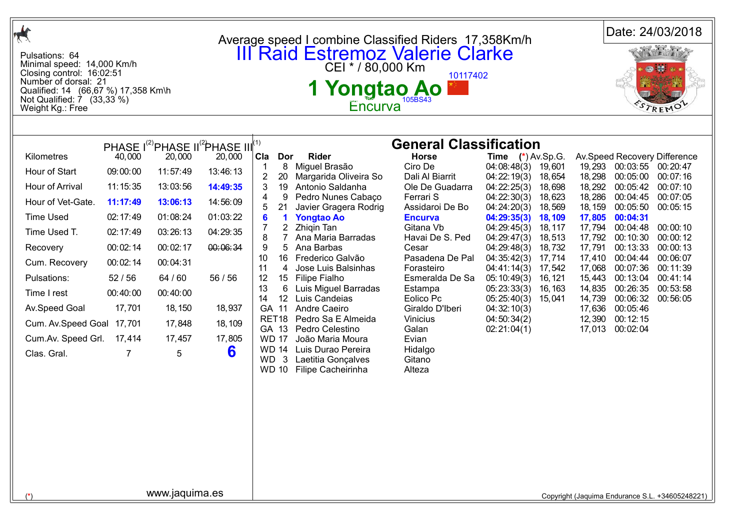Pulsations: 64
Minimal speed: 14,000 Km/h
Closing control: 16:02:51
Number of dorsal: 21
Qualified: 14 (66,67 %) 17,358 Km\h
Not Qualified: 7 (33,33 %)
Weight Kg.: Free

Average speed I combine Classified Riders 17,358Km/h

# III Raid Estremoz Valerie Clarke

CEI * / 80,000 Km

10117402

## 1 Yongtao Ao

Encurva 105BS43

Date: 24/03/2018

| | PHASE I[2] | PHASE II[2] | PHASE III[1] |
|---|---|---|---|
| Kilometres | 40,000 | 20,000 | 20,000 |
| Hour of Start | 09:00:00 | 11:57:49 | 13:46:13 |
| Hour of Arrival | 11:15:35 | 13:03:56 | **14:49:35** |
| Hour of Vet-Gate. | **11:17:49** | **13:06:13** | 14:56:09 |
| Time Used | 02:17:49 | 01:08:24 | 01:03:22 |
| Time Used T. | 02:17:49 | 03:26:13 | 04:29:35 |
| Recovery | 00:02:14 | 00:02:17 | ~~00:06:34~~ |
| Cum. Recovery | 00:02:14 | 00:04:31 | |
| Pulsations: | 52 / 56 | 64 / 60 | 56 / 56 |
| Time I rest | 00:40:00 | 00:40:00 | |
| Av.Speed Goal | 17,701 | 18,150 | 18,937 |
| Cum. Av.Speed Goal | 17,701 | 17,848 | 18,109 |
| Cum.Av. Speed Grl. | 17,414 | 17,457 | 17,805 |
| Clas. Gral. | 7 | 5 | **6** |

## General Classification

| Cla | Dor | Rider | Horse | Time (*) | Av.Sp.G. | Av.Speed | Recovery | Difference |
|---|---|---|---|---|---|---|---|---|
| 1 | 8 | Miguel Brasão | Ciro De | 04:08:48(3) | 19,601 | 19,293 | 00:03:55 | 00:20:47 |
| 2 | 20 | Margarida Oliveira So | Dali Al Biarrit | 04:22:19(3) | 18,654 | 18,298 | 00:05:00 | 00:07:16 |
| 3 | 19 | Antonio Saldanha | Ole De Guadarra | 04:22:25(3) | 18,698 | 18,292 | 00:05:42 | 00:07:10 |
| 4 | 9 | Pedro Nunes Cabaço | Ferrari S | 04:22:30(3) | 18,623 | 18,286 | 00:04:45 | 00:07:05 |
| 5 | 21 | Javier Gragera Rodrig | Assidaroi De Bo | 04:24:20(3) | 18,569 | 18,159 | 00:05:50 | 00:05:15 |
| **6** | **1** | **Yongtao Ao** | **Encurva** | **04:29:35(3)** | **18,109** | **17,805** | **00:04:31** | |
| 7 | 2 | Zhiqin Tan | Gitana Vb | 04:29:45(3) | 18,117 | 17,794 | 00:04:48 | 00:00:10 |
| 8 | 7 | Ana Maria Barradas | Havai De S. Ped | 04:29:47(3) | 18,513 | 17,792 | 00:10:30 | 00:00:12 |
| 9 | 5 | Ana Barbas | Cesar | 04:29:48(3) | 18,732 | 17,791 | 00:13:33 | 00:00:13 |
| 10 | 16 | Frederico Galvão | Pasadena De Pal | 04:35:42(3) | 17,714 | 17,410 | 00:04:44 | 00:06:07 |
| 11 | 4 | Jose Luis Balsinhas | Forasteiro | 04:41:14(3) | 17,542 | 17,068 | 00:07:36 | 00:11:39 |
| 12 | 15 | Filipe Fialho | Esmeralda De Sa | 05:10:49(3) | 16,121 | 15,443 | 00:13:04 | 00:41:14 |
| 13 | 6 | Luis Miguel Barradas | Estampa | 05:23:33(3) | 16,163 | 14,835 | 00:26:35 | 00:53:58 |
| 14 | 12 | Luis Candeias | Eolico Pc | 05:25:40(3) | 15,041 | 14,739 | 00:06:32 | 00:56:05 |
| GA | 11 | Andre Caeiro | Giraldo D'lberi | 04:32:10(3) | | 17,636 | 00:05:46 | |
| RET | 18 | Pedro Sa E Almeida | Vinicius | 04:50:34(2) | | 12,390 | 00:12:15 | |
| GA | 13 | Pedro Celestino | Galan | 02:21:04(1) | | 17,013 | 00:02:04 | |
| WD | 17 | João Maria Moura | Evian | | | | | |
| WD | 14 | Luis Durao Pereira | Hidalgo | | | | | |
| WD | 3 | Laetitia Gonçalves | Gitano | | | | | |
| WD | 10 | Filipe Cacheirinha | Alteza | | | | | |

(*)

www.jaquima.es

Copyright (Jaquima Endurance S.L. +34605248221)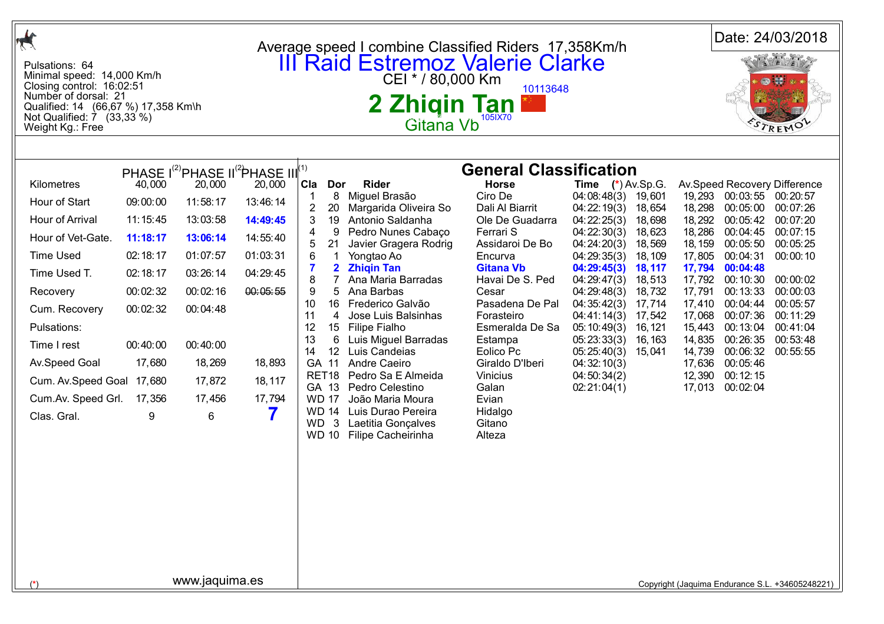Date: 24/03/2018

Pulsations: 64
Minimal speed: 14,000 Km/h
Closing control: 16:02:51
Number of dorsal: 21
Qualified: 14 (66,67 %) 17,358 Km\h
Not Qualified: 7 (33,33 %)
Weight Kg.: Free

Average speed I combine Classified Riders 17,358Km/h

# III Raid Estremoz Valerie Clarke

CEI * / 80,000 Km

10113648

## 2 Zhiqin Tan

Gitana Vb 105IX70

| | PHASE I[(2)] | PHASE II[(2)] | PHASE III[(1)] |
|---|---|---|---|
| Kilometres | 40,000 | 20,000 | 20,000 |
| Hour of Start | 09:00:00 | 11:58:17 | 13:46:14 |
| Hour of Arrival | 11:15:45 | 13:03:58 | **14:49:45** |
| Hour of Vet-Gate. | **11:18:17** | **13:06:14** | 14:55:40 |
| Time Used | 02:18:17 | 01:07:57 | 01:03:31 |
| Time Used T. | 02:18:17 | 03:26:14 | 04:29:45 |
| Recovery | 00:02:32 | 00:02:16 | ~~00:05:55~~ |
| Cum. Recovery | 00:02:32 | 00:04:48 | |
| Pulsations: | | | |
| Time I rest | 00:40:00 | 00:40:00 | |
| Av.Speed Goal | 17,680 | 18,269 | 18,893 |
| Cum. Av.Speed Goal | 17,680 | 17,872 | 18,117 |
| Cum.Av. Speed Grl. | 17,356 | 17,456 | 17,794 |
| Clas. Gral. | 9 | 6 | **7** |

## General Classification

| Cla | Dor | Rider | Horse | Time (*) | Av.Sp.G. | Av.Speed | Recovery | Difference |
|---|---|---|---|---|---|---|---|---|
| 1 | 8 | Miguel Brasão | Ciro De | 04:08:48(3) | 19,601 | 19,293 | 00:03:55 | 00:20:57 |
| 2 | 20 | Margarida Oliveira So | Dali Al Biarrit | 04:22:19(3) | 18,654 | 18,298 | 00:05:00 | 00:07:26 |
| 3 | 19 | Antonio Saldanha | Ole De Guadarra | 04:22:25(3) | 18,698 | 18,292 | 00:05:42 | 00:07:20 |
| 4 | 9 | Pedro Nunes Cabaço | Ferrari S | 04:22:30(3) | 18,623 | 18,286 | 00:04:45 | 00:07:15 |
| 5 | 21 | Javier Gragera Rodrig | Assidaroi De Bo | 04:24:20(3) | 18,569 | 18,159 | 00:05:50 | 00:05:25 |
| 6 | 1 | Yongtao Ao | Encurva | 04:29:35(3) | 18,109 | 17,805 | 00:04:31 | 00:00:10 |
| **7** | **2** | **Zhiqin Tan** | **Gitana Vb** | **04:29:45(3)** | **18,117** | **17,794** | **00:04:48** | |
| 8 | 7 | Ana Maria Barradas | Havai De S. Ped | 04:29:47(3) | 18,513 | 17,792 | 00:10:30 | 00:00:02 |
| 9 | 5 | Ana Barbas | Cesar | 04:29:48(3) | 18,732 | 17,791 | 00:13:33 | 00:00:03 |
| 10 | 16 | Frederico Galvão | Pasadena De Pal | 04:35:42(3) | 17,714 | 17,410 | 00:04:44 | 00:05:57 |
| 11 | 4 | Jose Luis Balsinhas | Forasteiro | 04:41:14(3) | 17,542 | 17,068 | 00:07:36 | 00:11:29 |
| 12 | 15 | Filipe Fialho | Esmeralda De Sa | 05:10:49(3) | 16,121 | 15,443 | 00:13:04 | 00:41:04 |
| 13 | 6 | Luis Miguel Barradas | Estampa | 05:23:33(3) | 16,163 | 14,835 | 00:26:35 | 00:53:48 |
| 14 | 12 | Luis Candeias | Eolico Pc | 05:25:40(3) | 15,041 | 14,739 | 00:06:32 | 00:55:55 |
| GA | 11 | Andre Caeiro | Giraldo D'Iberi | 04:32:10(3) | | 17,636 | 00:05:46 | |
| RET | 18 | Pedro Sa E Almeida | Vinicius | 04:50:34(2) | | 12,390 | 00:12:15 | |
| GA | 13 | Pedro Celestino | Galan | 02:21:04(1) | | 17,013 | 00:02:04 | |
| WD | 17 | João Maria Moura | Evian | | | | | |
| WD | 14 | Luis Durao Pereira | Hidalgo | | | | | |
| WD | 3 | Laetitia Gonçalves | Gitano | | | | | |
| WD | 10 | Filipe Cacheirinha | Alteza | | | | | |

(*)

www.jaquima.es

Copyright (Jaquima Endurance S.L. +34605248221)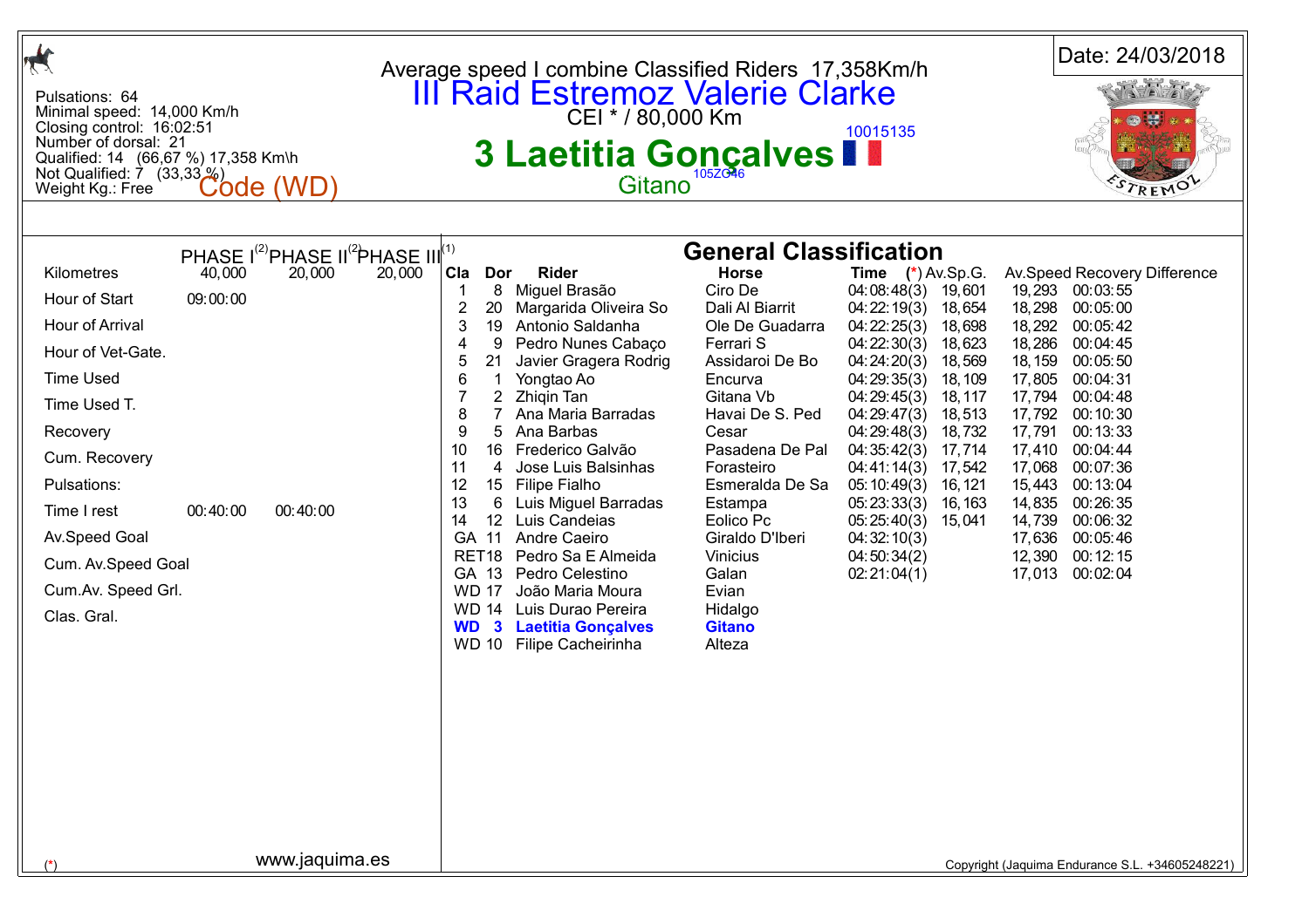Average speed I combine Classified Riders 17,358Km/h

# III Raid Estremoz Valerie Clarke

CEI * / 80,000 Km

Date: 24/03/2018

Pulsations: 64
Minimal speed: 14,000 Km/h
Closing control: 16:02:51
Number of dorsal: 21
Qualified: 14 (66,67 %) 17,358 Km\h
Not Qualified: 7 (33,33 %)
Weight Kg.: Free

Code (WD)

10015135

## 3 Laetitia Gonçalves

Gitano 105ZG46

| | PHASE I[2] | PHASE II[2] | PHASE III[1] |
|---|---|---|---|
| Kilometres | 40,000 | 20,000 | 20,000 |
| Hour of Start | 09:00:00 | | |
| Hour of Arrival | | | |
| Hour of Vet-Gate. | | | |
| Time Used | | | |
| Time Used T. | | | |
| Recovery | | | |
| Cum. Recovery | | | |
| Pulsations: | | | |
| Time I rest | 00:40:00 | 00:40:00 | |
| Av.Speed Goal | | | |
| Cum. Av.Speed Goal | | | |
| Cum.Av. Speed Grl. | | | |
| Clas. Gral. | | | |

## General Classification

| Cla | Dor | Rider | Horse | Time (*) | Av.Sp.G. | Av.Speed | Recovery Difference |
|---|---|---|---|---|---|---|---|
| 1 | 8 | Miguel Brasão | Ciro De | 04:08:48(3) | 19,601 | 19,293 | 00:03:55 |
| 2 | 20 | Margarida Oliveira So | Dali Al Biarrit | 04:22:19(3) | 18,654 | 18,298 | 00:05:00 |
| 3 | 19 | Antonio Saldanha | Ole De Guadarra | 04:22:25(3) | 18,698 | 18,292 | 00:05:42 |
| 4 | 9 | Pedro Nunes Cabaço | Ferrari S | 04:22:30(3) | 18,623 | 18,286 | 00:04:45 |
| 5 | 21 | Javier Gragera Rodrig | Assidaroi De Bo | 04:24:20(3) | 18,569 | 18,159 | 00:05:50 |
| 6 | 1 | Yongtao Ao | Encurva | 04:29:35(3) | 18,109 | 17,805 | 00:04:31 |
| 7 | 2 | Zhiqin Tan | Gitana Vb | 04:29:45(3) | 18,117 | 17,794 | 00:04:48 |
| 8 | 7 | Ana Maria Barradas | Havai De S. Ped | 04:29:47(3) | 18,513 | 17,792 | 00:10:30 |
| 9 | 5 | Ana Barbas | Cesar | 04:29:48(3) | 18,732 | 17,791 | 00:13:33 |
| 10 | 16 | Frederico Galvão | Pasadena De Pal | 04:35:42(3) | 17,714 | 17,410 | 00:04:44 |
| 11 | 4 | Jose Luis Balsinhas | Forasteiro | 04:41:14(3) | 17,542 | 17,068 | 00:07:36 |
| 12 | 15 | Filipe Fialho | Esmeralda De Sa | 05:10:49(3) | 16,121 | 15,443 | 00:13:04 |
| 13 | 6 | Luis Miguel Barradas | Estampa | 05:23:33(3) | 16,163 | 14,835 | 00:26:35 |
| 14 | 12 | Luis Candeias | Eolico Pc | 05:25:40(3) | 15,041 | 14,739 | 00:06:32 |
| GA | 11 | Andre Caeiro | Giraldo D'Iberi | 04:32:10(3) | | 17,636 | 00:05:46 |
| RET | 18 | Pedro Sa E Almeida | Vinicius | 04:50:34(2) | | 12,390 | 00:12:15 |
| GA | 13 | Pedro Celestino | Galan | 02:21:04(1) | | 17,013 | 00:02:04 |
| WD | 17 | João Maria Moura | Evian | | | | |
| WD | 14 | Luis Durao Pereira | Hidalgo | | | | |
| **WD** | **3** | **Laetitia Gonçalves** | **Gitano** | | | | |
| WD | 10 | Filipe Cacheirinha | Alteza | | | | |

(*)

www.jaquima.es

Copyright (Jaquima Endurance S.L. +34605248221)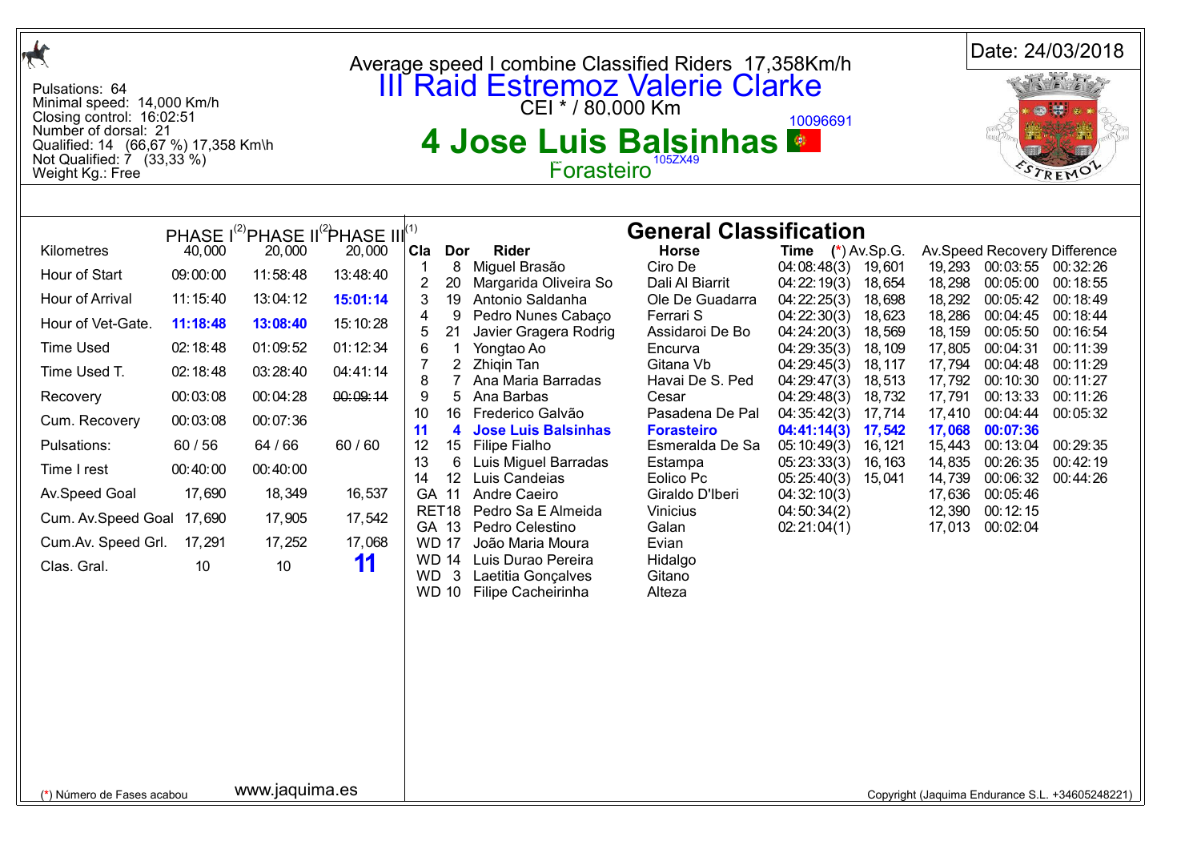Average speed I combine Classified Riders 17,358Km/h

# III Raid Estremoz Valerie Clarke

CEI * / 80.000 Km

Date: 24/03/2018

Pulsations: 64
Minimal speed: 14,000 Km/h
Closing control: 16:02:51
Number of dorsal: 21
Qualified: 14 (66,67 %) 17,358 Km\h
Not Qualified: 7 (33,33 %)
Weight Kg.: Free

10096691

## 4 Jose Luis Balsinhas

Forasteiro 105ZX49

| | PHASE I[2] | PHASE II[2] | PHASE III[1] |
|---|---|---|---|
| Kilometres | 40,000 | 20,000 | 20,000 |
| Hour of Start | 09:00:00 | 11:58:48 | 13:48:40 |
| Hour of Arrival | 11:15:40 | 13:04:12 | **15:01:14** |
| Hour of Vet-Gate. | **11:18:48** | **13:08:40** | 15:10:28 |
| Time Used | 02:18:48 | 01:09:52 | 01:12:34 |
| Time Used T. | 02:18:48 | 03:28:40 | 04:41:14 |
| Recovery | 00:03:08 | 00:04:28 | ~~00:09:14~~ |
| Cum. Recovery | 00:03:08 | 00:07:36 | |
| Pulsations: | 60 / 56 | 64 / 66 | 60 / 60 |
| Time I rest | 00:40:00 | 00:40:00 | |
| Av.Speed Goal | 17,690 | 18,349 | 16,537 |
| Cum. Av.Speed Goal | 17,690 | 17,905 | 17,542 |
| Cum.Av. Speed Grl. | 17,291 | 17,252 | 17,068 |
| Clas. Gral. | 10 | 10 | **11** |

### General Classification

| Cla | Dor | Rider | Horse | Time (*) | Av.Sp.G. | Av.Speed | Recovery | Difference |
|---|---|---|---|---|---|---|---|---|
| 1 | 8 | Miguel Brasão | Ciro De | 04:08:48(3) | 19,601 | 19,293 | 00:03:55 | 00:32:26 |
| 2 | 20 | Margarida Oliveira So | Dali Al Biarrit | 04:22:19(3) | 18,654 | 18,298 | 00:05:00 | 00:18:55 |
| 3 | 19 | Antonio Saldanha | Ole De Guadarra | 04:22:25(3) | 18,698 | 18,292 | 00:05:42 | 00:18:49 |
| 4 | 9 | Pedro Nunes Cabaço | Ferrari S | 04:22:30(3) | 18,623 | 18,286 | 00:04:45 | 00:18:44 |
| 5 | 21 | Javier Gragera Rodrig | Assidaroi De Bo | 04:24:20(3) | 18,569 | 18,159 | 00:05:50 | 00:16:54 |
| 6 | 1 | Yongtao Ao | Encurva | 04:29:35(3) | 18,109 | 17,805 | 00:04:31 | 00:11:39 |
| 7 | 2 | Zhiqin Tan | Gitana Vb | 04:29:45(3) | 18,117 | 17,794 | 00:04:48 | 00:11:29 |
| 8 | 7 | Ana Maria Barradas | Havai De S. Ped | 04:29:47(3) | 18,513 | 17,792 | 00:10:30 | 00:11:27 |
| 9 | 5 | Ana Barbas | Cesar | 04:29:48(3) | 18,732 | 17,791 | 00:13:33 | 00:11:26 |
| 10 | 16 | Frederico Galvão | Pasadena De Pal | 04:35:42(3) | 17,714 | 17,410 | 00:04:44 | 00:05:32 |
| **11** | **4** | **Jose Luis Balsinhas** | **Forasteiro** | **04:41:14(3)** | **17,542** | **17,068** | **00:07:36** | |
| 12 | 15 | Filipe Fialho | Esmeralda De Sa | 05:10:49(3) | 16,121 | 15,443 | 00:13:04 | 00:29:35 |
| 13 | 6 | Luis Miguel Barradas | Estampa | 05:23:33(3) | 16,163 | 14,835 | 00:26:35 | 00:42:19 |
| 14 | 12 | Luis Candeias | Eolico Pc | 05:25:40(3) | 15,041 | 14,739 | 00:06:32 | 00:44:26 |
| GA | 11 | Andre Caeiro | Giraldo D'lberi | 04:32:10(3) | | 17,636 | 00:05:46 | |
| RET | 18 | Pedro Sa E Almeida | Vinicius | 04:50:34(2) | | 12,390 | 00:12:15 | |
| GA | 13 | Pedro Celestino | Galan | 02:21:04(1) | | 17,013 | 00:02:04 | |
| WD | 17 | João Maria Moura | Evian | | | | | |
| WD | 14 | Luis Durao Pereira | Hidalgo | | | | | |
| WD | 3 | Laetitia Gonçalves | Gitano | | | | | |
| WD | 10 | Filipe Cacheirinha | Alteza | | | | | |

(*) Número de Fases acabou

www.jaquima.es

Copyright (Jaquima Endurance S.L. +34605248221)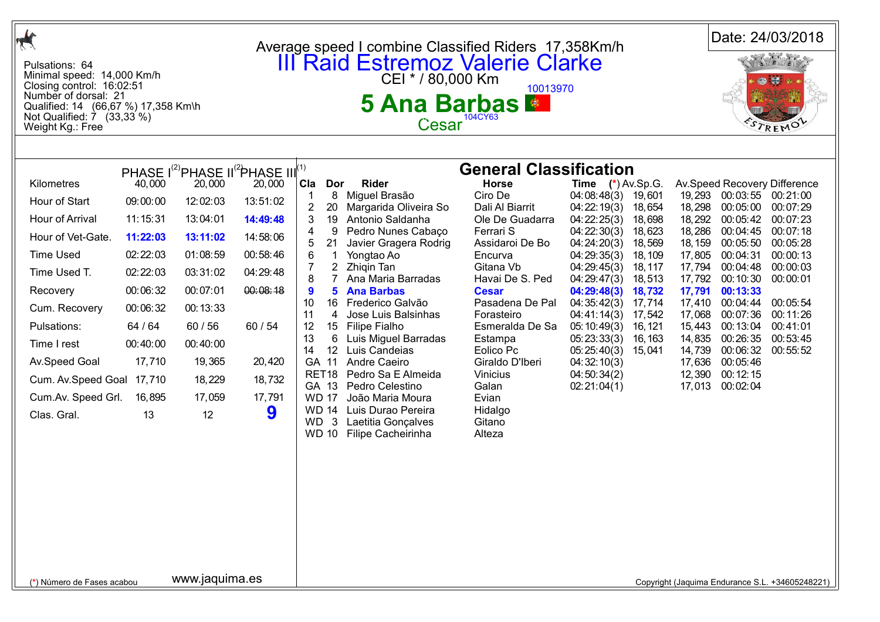Pulsations: 64
Minimal speed: 14,000 Km/h
Closing control: 16:02:51
Number of dorsal: 21
Qualified: 14 (66,67 %) 17,358 Km\h
Not Qualified: 7 (33,33 %)
Weight Kg.: Free

Average speed I combine Classified Riders 17,358Km/h

# III Raid Estremoz Valerie Clarke

CEI * / 80,000 Km

10013970

## 5 Ana Barbas

Cesar 104CY63

Date: 24/03/2018

| | PHASE I[2] | PHASE II[2] | PHASE III[1] |
|---|---|---|---|
| Kilometres | 40,000 | 20,000 | 20,000 |
| Hour of Start | 09:00:00 | 12:02:03 | 13:51:02 |
| Hour of Arrival | 11:15:31 | 13:04:01 | **14:49:48** |
| Hour of Vet-Gate. | **11:22:03** | **13:11:02** | 14:58:06 |
| Time Used | 02:22:03 | 01:08:59 | 00:58:46 |
| Time Used T. | 02:22:03 | 03:31:02 | 04:29:48 |
| Recovery | 00:06:32 | 00:07:01 | ~~00:08:18~~ |
| Cum. Recovery | 00:06:32 | 00:13:33 | |
| Pulsations: | 64 / 64 | 60 / 56 | 60 / 54 |
| Time I rest | 00:40:00 | 00:40:00 | |
| Av.Speed Goal | 17,710 | 19,365 | 20,420 |
| Cum. Av.Speed Goal | 17,710 | 18,229 | 18,732 |
| Cum.Av. Speed Grl. | 16,895 | 17,059 | 17,791 |
| Clas. Gral. | 13 | 12 | **9** |

### General Classification

| Cla | Dor | Rider | Horse | Time (*) | Av.Sp.G. | Av.Speed | Recovery | Difference |
|---|---|---|---|---|---|---|---|---|
| 1 | 8 | Miguel Brasão | Ciro De | 04:08:48(3) | 19,601 | 19,293 | 00:03:55 | 00:21:00 |
| 2 | 20 | Margarida Oliveira So | Dali Al Biarrit | 04:22:19(3) | 18,654 | 18,298 | 00:05:00 | 00:07:29 |
| 3 | 19 | Antonio Saldanha | Ole De Guadarra | 04:22:25(3) | 18,698 | 18,292 | 00:05:42 | 00:07:23 |
| 4 | 9 | Pedro Nunes Cabaço | Ferrari S | 04:22:30(3) | 18,623 | 18,286 | 00:04:45 | 00:07:18 |
| 5 | 21 | Javier Gragera Rodrig | Assidaroi De Bo | 04:24:20(3) | 18,569 | 18,159 | 00:05:50 | 00:05:28 |
| 6 | 1 | Yongtao Ao | Encurva | 04:29:35(3) | 18,109 | 17,805 | 00:04:31 | 00:00:13 |
| 7 | 2 | Zhiqin Tan | Gitana Vb | 04:29:45(3) | 18,117 | 17,794 | 00:04:48 | 00:00:03 |
| 8 | 7 | Ana Maria Barradas | Havai De S. Ped | 04:29:47(3) | 18,513 | 17,792 | 00:10:30 | 00:00:01 |
| **9** | **5** | **Ana Barbas** | **Cesar** | **04:29:48(3)** | **18,732** | **17,791** | **00:13:33** | |
| 10 | 16 | Frederico Galvão | Pasadena De Pal | 04:35:42(3) | 17,714 | 17,410 | 00:04:44 | 00:05:54 |
| 11 | 4 | Jose Luis Balsinhas | Forasteiro | 04:41:14(3) | 17,542 | 17,068 | 00:07:36 | 00:11:26 |
| 12 | 15 | Filipe Fialho | Esmeralda De Sa | 05:10:49(3) | 16,121 | 15,443 | 00:13:04 | 00:41:01 |
| 13 | 6 | Luis Miguel Barradas | Estampa | 05:23:33(3) | 16,163 | 14,835 | 00:26:35 | 00:53:45 |
| 14 | 12 | Luis Candeias | Eolico Pc | 05:25:40(3) | 15,041 | 14,739 | 00:06:32 | 00:55:52 |
| GA | 11 | Andre Caeiro | Giraldo D'Iberi | 04:32:10(3) | | 17,636 | 00:05:46 | |
| RET | 18 | Pedro Sa E Almeida | Vinicius | 04:50:34(2) | | 12,390 | 00:12:15 | |
| GA | 13 | Pedro Celestino | Galan | 02:21:04(1) | | 17,013 | 00:02:04 | |
| WD | 17 | João Maria Moura | Evian | | | | | |
| WD | 14 | Luis Durao Pereira | Hidalgo | | | | | |
| WD | 3 | Laetitia Gonçalves | Gitano | | | | | |
| WD | 10 | Filipe Cacheirinha | Alteza | | | | | |

(*) Número de Fases acabou

www.jaquima.es

Copyright (Jaquima Endurance S.L. +34605248221)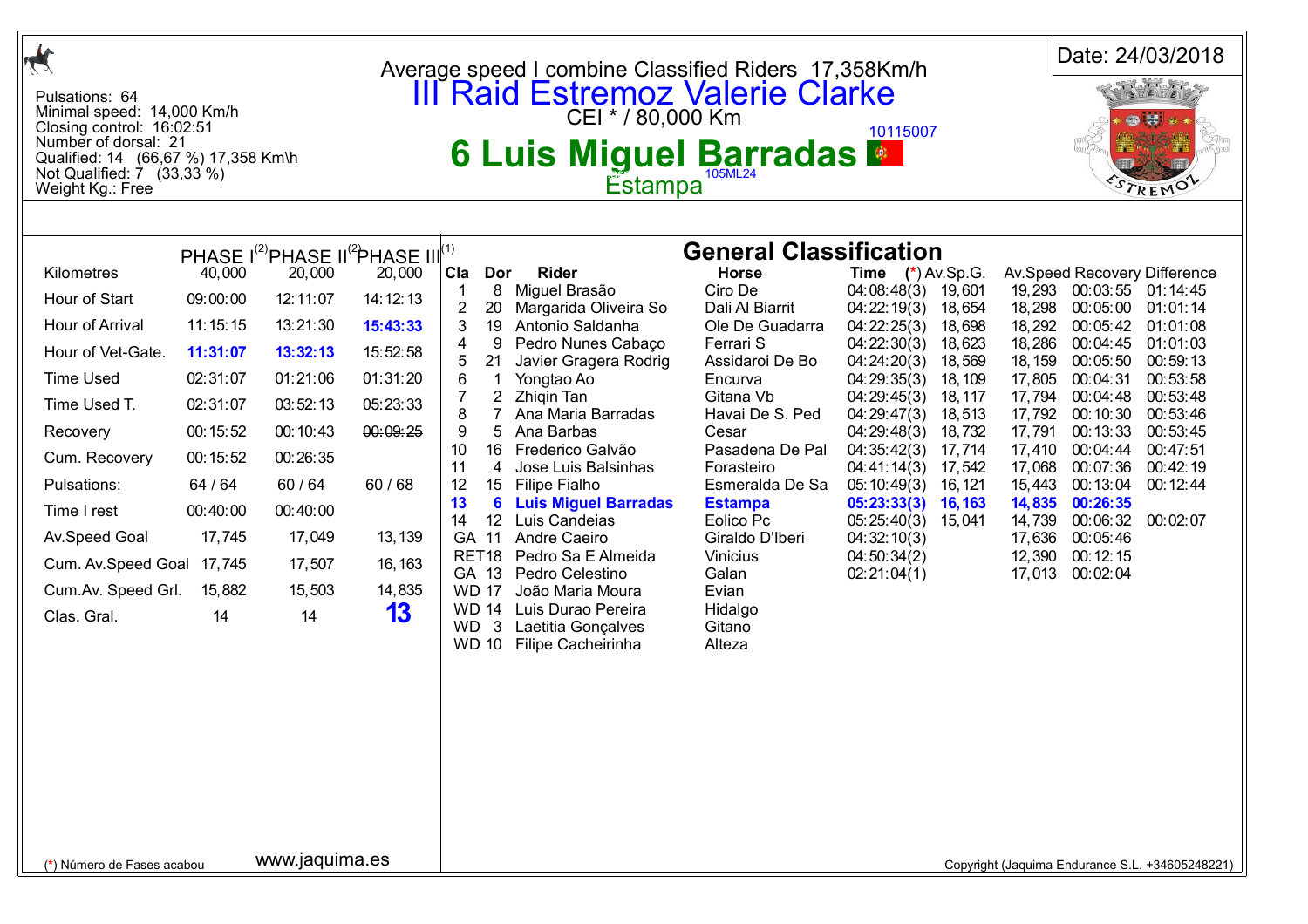Date: 24/03/2018

Average speed I combine Classified Riders 17,358Km/h

# III Raid Estremoz Valerie Clarke

CEI * / 80,000 Km

10115007

# 6 Luis Miguel Barradas

Estampa 105ML24

Pulsations: 64
Minimal speed: 14,000 Km/h
Closing control: 16:02:51
Number of dorsal: 21
Qualified: 14 (66,67 %) 17,358 Km\h
Not Qualified: 7 (33,33 %)
Weight Kg.: Free

| | PHASE I[(2)] | PHASE II[(2)] | PHASE III[(1)] |
|---|---|---|---|
| Kilometres | 40,000 | 20,000 | 20,000 |
| Hour of Start | 09:00:00 | 12:11:07 | 14:12:13 |
| Hour of Arrival | 11:15:15 | 13:21:30 | **15:43:33** |
| Hour of Vet-Gate. | **11:31:07** | **13:32:13** | 15:52:58 |
| Time Used | 02:31:07 | 01:21:06 | 01:31:20 |
| Time Used T. | 02:31:07 | 03:52:13 | 05:23:33 |
| Recovery | 00:15:52 | 00:10:43 | ~~00:09:25~~ |
| Cum. Recovery | 00:15:52 | 00:26:35 | |
| Pulsations: | 64 / 64 | 60 / 64 | 60 / 68 |
| Time I rest | 00:40:00 | 00:40:00 | |
| Av.Speed Goal | 17,745 | 17,049 | 13,139 |
| Cum. Av.Speed Goal | 17,745 | 17,507 | 16,163 |
| Cum.Av. Speed Grl. | 15,882 | 15,503 | 14,835 |
| Clas. Gral. | 14 | 14 | **13** |

## General Classification

| Cla | Dor | Rider | Horse | Time (*) | Av.Sp.G. | Av.Speed | Recovery | Difference |
|---|---|---|---|---|---|---|---|---|
| 1 | 8 | Miguel Brasão | Ciro De | 04:08:48(3) | 19,601 | 19,293 | 00:03:55 | 01:14:45 |
| 2 | 20 | Margarida Oliveira So | Dali Al Biarrit | 04:22:19(3) | 18,654 | 18,298 | 00:05:00 | 01:01:14 |
| 3 | 19 | Antonio Saldanha | Ole De Guadarra | 04:22:25(3) | 18,698 | 18,292 | 00:05:42 | 01:01:08 |
| 4 | 9 | Pedro Nunes Cabaço | Ferrari S | 04:22:30(3) | 18,623 | 18,286 | 00:04:45 | 01:01:03 |
| 5 | 21 | Javier Gragera Rodrig | Assidaroi De Bo | 04:24:20(3) | 18,569 | 18,159 | 00:05:50 | 00:59:13 |
| 6 | 1 | Yongtao Ao | Encurva | 04:29:35(3) | 18,109 | 17,805 | 00:04:31 | 00:53:58 |
| 7 | 2 | Zhiqin Tan | Gitana Vb | 04:29:45(3) | 18,117 | 17,794 | 00:04:48 | 00:53:48 |
| 8 | 7 | Ana Maria Barradas | Havai De S. Ped | 04:29:47(3) | 18,513 | 17,792 | 00:10:30 | 00:53:46 |
| 9 | 5 | Ana Barbas | Cesar | 04:29:48(3) | 18,732 | 17,791 | 00:13:33 | 00:53:45 |
| 10 | 16 | Frederico Galvão | Pasadena De Pal | 04:35:42(3) | 17,714 | 17,410 | 00:04:44 | 00:47:51 |
| 11 | 4 | Jose Luis Balsinhas | Forasteiro | 04:41:14(3) | 17,542 | 17,068 | 00:07:36 | 00:42:19 |
| 12 | 15 | Filipe Fialho | Esmeralda De Sa | 05:10:49(3) | 16,121 | 15,443 | 00:13:04 | 00:12:44 |
| **13** | **6** | **Luis Miguel Barradas** | **Estampa** | **05:23:33(3)** | **16,163** | **14,835** | **00:26:35** | |
| 14 | 12 | Luis Candeias | Eolico Pc | 05:25:40(3) | 15,041 | 14,739 | 00:06:32 | 00:02:07 |
| GA | 11 | Andre Caeiro | Giraldo D'Iberi | 04:32:10(3) | | 17,636 | 00:05:46 | |
| RET | 18 | Pedro Sa E Almeida | Vinicius | 04:50:34(2) | | 12,390 | 00:12:15 | |
| GA | 13 | Pedro Celestino | Galan | 02:21:04(1) | | 17,013 | 00:02:04 | |
| WD | 17 | João Maria Moura | Evian | | | | | |
| WD | 14 | Luis Durao Pereira | Hidalgo | | | | | |
| WD | 3 | Laetitia Gonçalves | Gitano | | | | | |
| WD | 10 | Filipe Cacheirinha | Alteza | | | | | |

(*) Número de Fases acabou

www.jaquima.es

Copyright (Jaquima Endurance S.L. +34605248221)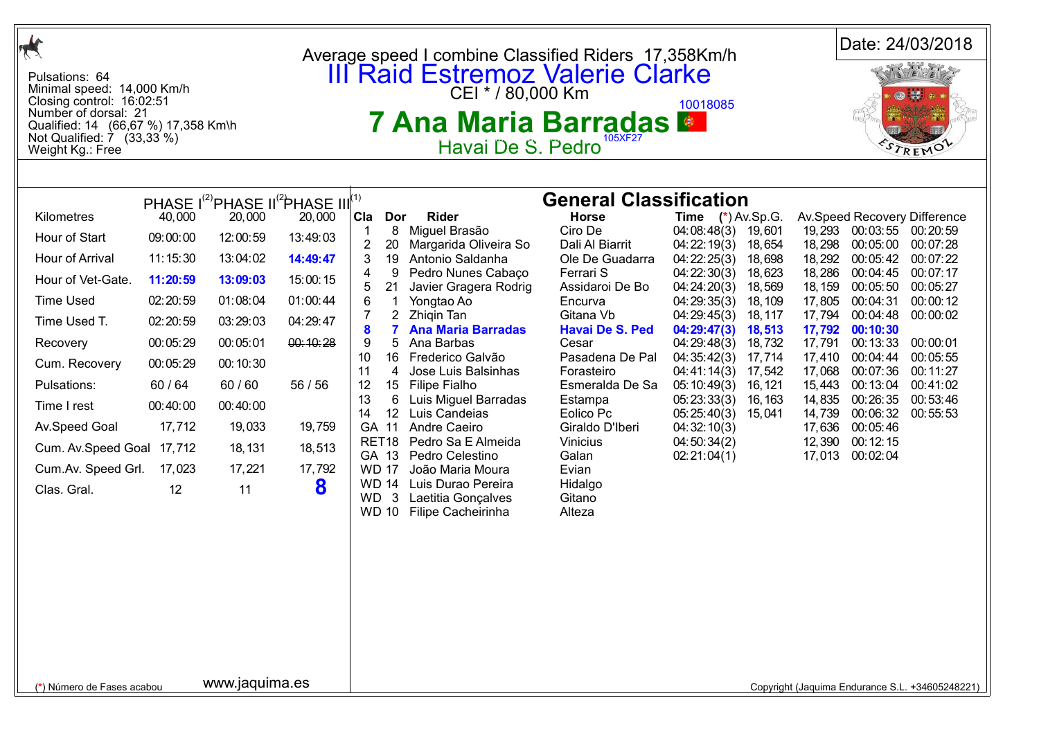Pulsations: 64
Minimal speed: 14,000 Km/h
Closing control: 16:02:51
Number of dorsal: 21
Qualified: 14 (66,67 %) 17,358 Km\h
Not Qualified: 7 (33,33 %)
Weight Kg.: Free

Average speed I combine Classified Riders 17,358Km/h

# III Raid Estremoz Valerie Clarke

CEI * / 80,000 Km

10018085

## 7 Ana Maria Barradas

Havai De S. Pedro 105XF27

Date: 24/03/2018

| | PHASE I[2] | PHASE II[2] | PHASE III[1] |
|---|---|---|---|
| Kilometres | 40,000 | 20,000 | 20,000 |
| Hour of Start | 09:00:00 | 12:00:59 | 13:49:03 |
| Hour of Arrival | 11:15:30 | 13:04:02 | **14:49:47** |
| Hour of Vet-Gate. | **11:20:59** | **13:09:03** | 15:00:15 |
| Time Used | 02:20:59 | 01:08:04 | 01:00:44 |
| Time Used T. | 02:20:59 | 03:29:03 | 04:29:47 |
| Recovery | 00:05:29 | 00:05:01 | ~~00:10:28~~ |
| Cum. Recovery | 00:05:29 | 00:10:30 | |
| Pulsations: | 60 / 64 | 60 / 60 | 56 / 56 |
| Time I rest | 00:40:00 | 00:40:00 | |
| Av.Speed Goal | 17,712 | 19,033 | 19,759 |
| Cum. Av.Speed Goal | 17,712 | 18,131 | 18,513 |
| Cum.Av. Speed Grl. | 17,023 | 17,221 | 17,792 |
| Clas. Gral. | 12 | 11 | **8** |

## General Classification

| Cla | Dor | Rider | Horse | Time (*) | Av.Sp.G. | Av.Speed | Recovery | Difference |
|---|---|---|---|---|---|---|---|---|
| 1 | 8 | Miguel Brasão | Ciro De | 04:08:48(3) | 19,601 | 19,293 | 00:03:55 | 00:20:59 |
| 2 | 20 | Margarida Oliveira So | Dali Al Biarrit | 04:22:19(3) | 18,654 | 18,298 | 00:05:00 | 00:07:28 |
| 3 | 19 | Antonio Saldanha | Ole De Guadarra | 04:22:25(3) | 18,698 | 18,292 | 00:05:42 | 00:07:22 |
| 4 | 9 | Pedro Nunes Cabaço | Ferrari S | 04:22:30(3) | 18,623 | 18,286 | 00:04:45 | 00:07:17 |
| 5 | 21 | Javier Gragera Rodrig | Assidaroi De Bo | 04:24:20(3) | 18,569 | 18,159 | 00:05:50 | 00:05:27 |
| 6 | 1 | Yongtao Ao | Encurva | 04:29:35(3) | 18,109 | 17,805 | 00:04:31 | 00:00:12 |
| 7 | 2 | Zhiqin Tan | Gitana Vb | 04:29:45(3) | 18,117 | 17,794 | 00:04:48 | 00:00:02 |
| **8** | **7** | **Ana Maria Barradas** | **Havai De S. Ped** | **04:29:47(3)** | **18,513** | **17,792** | **00:10:30** | |
| 9 | 5 | Ana Barbas | Cesar | 04:29:48(3) | 18,732 | 17,791 | 00:13:33 | 00:00:01 |
| 10 | 16 | Frederico Galvão | Pasadena De Pal | 04:35:42(3) | 17,714 | 17,410 | 00:04:44 | 00:05:55 |
| 11 | 4 | Jose Luis Balsinhas | Forasteiro | 04:41:14(3) | 17,542 | 17,068 | 00:07:36 | 00:11:27 |
| 12 | 15 | Filipe Fialho | Esmeralda De Sa | 05:10:49(3) | 16,121 | 15,443 | 00:13:04 | 00:41:02 |
| 13 | 6 | Luis Miguel Barradas | Estampa | 05:23:33(3) | 16,163 | 14,835 | 00:26:35 | 00:53:46 |
| 14 | 12 | Luis Candeias | Eolico Pc | 05:25:40(3) | 15,041 | 14,739 | 00:06:32 | 00:55:53 |
| GA | 11 | Andre Caeiro | Giraldo D'Iberi | 04:32:10(3) | | 17,636 | 00:05:46 | |
| RET | 18 | Pedro Sa E Almeida | Vinicius | 04:50:34(2) | | 12,390 | 00:12:15 | |
| GA | 13 | Pedro Celestino | Galan | 02:21:04(1) | | 17,013 | 00:02:04 | |
| WD | 17 | João Maria Moura | Evian | | | | | |
| WD | 14 | Luis Durao Pereira | Hidalgo | | | | | |
| WD | 3 | Laetitia Gonçalves | Gitano | | | | | |
| WD | 10 | Filipe Cacheirinha | Alteza | | | | | |

(*) Número de Fases acabou

www.jaquima.es

Copyright (Jaquima Endurance S.L. +34605248221)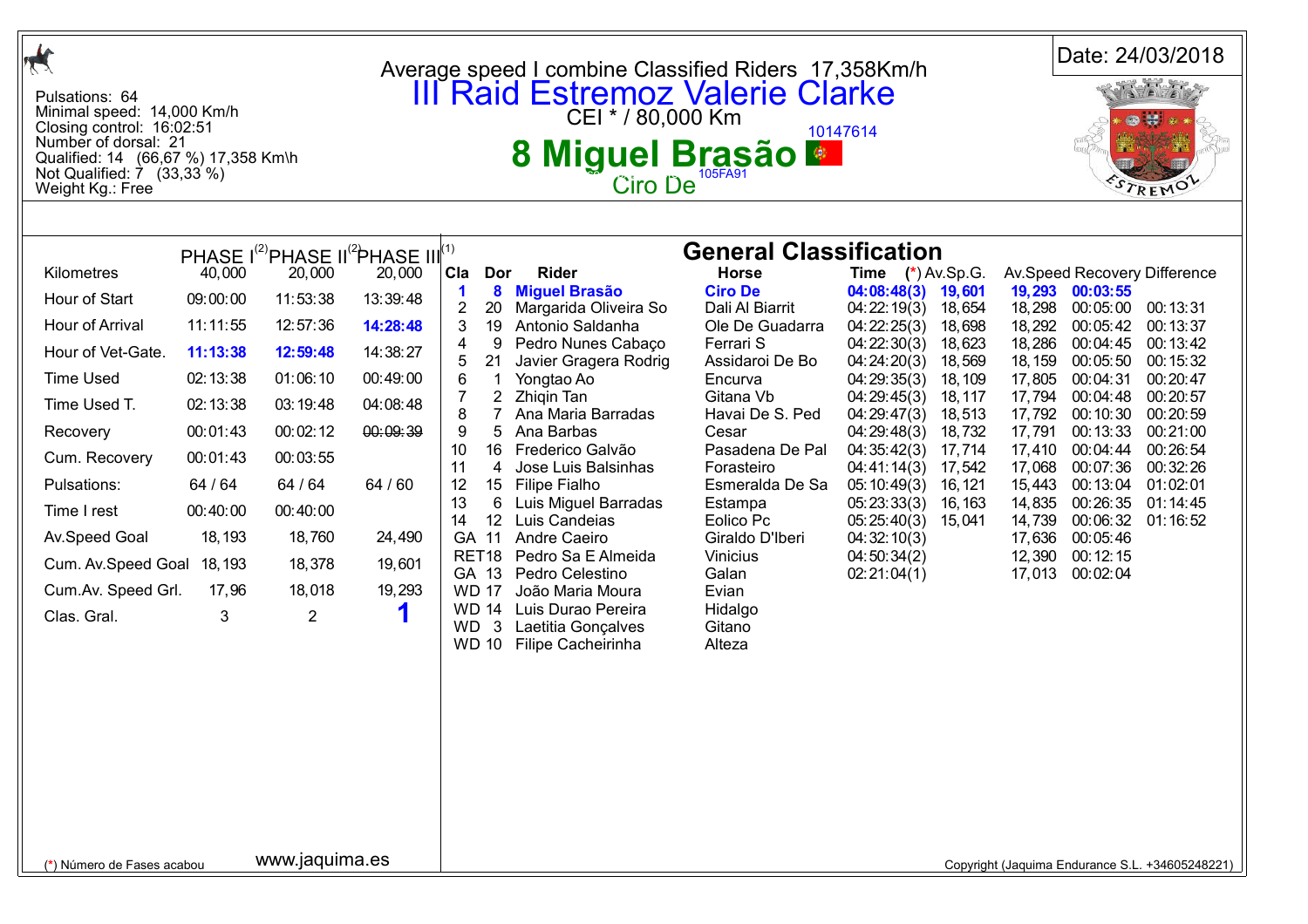Pulsations: 64
Minimal speed: 14,000 Km/h
Closing control: 16:02:51
Number of dorsal: 21
Qualified: 14 (66,67 %) 17,358 Km\h
Not Qualified: 7 (33,33 %)
Weight Kg.: Free

Average speed I combine Classified Riders 17,358Km/h

# III Raid Estremoz Valerie Clarke

CEI * / 80,000 Km

10147614

## 8 Miguel Brasão

Ciro De 105FA91

Date: 24/03/2018

| | PHASE I[2] | PHASE II[2] | PHASE III[1] |
|---|---|---|---|
| Kilometres | 40,000 | 20,000 | 20,000 |
| Hour of Start | 09:00:00 | 11:53:38 | 13:39:48 |
| Hour of Arrival | 11:11:55 | 12:57:36 | **14:28:48** |
| Hour of Vet-Gate. | **11:13:38** | **12:59:48** | 14:38:27 |
| Time Used | 02:13:38 | 01:06:10 | 00:49:00 |
| Time Used T. | 02:13:38 | 03:19:48 | 04:08:48 |
| Recovery | 00:01:43 | 00:02:12 | ~~00:09:39~~ |
| Cum. Recovery | 00:01:43 | 00:03:55 | |
| Pulsations: | 64 / 64 | 64 / 64 | 64 / 60 |
| Time I rest | 00:40:00 | 00:40:00 | |
| Av.Speed Goal | 18,193 | 18,760 | 24,490 |
| Cum. Av.Speed Goal | 18,193 | 18,378 | 19,601 |
| Cum.Av. Speed Grl. | 17,96 | 18,018 | 19,293 |
| Clas. Gral. | 3 | 2 | **1** |

## General Classification

| Cla | Dor | Rider | Horse | Time (*) | Av.Sp.G. | Av.Speed | Recovery | Difference |
|---|---|---|---|---|---|---|---|---|
| **1** | **8** | **Miguel Brasão** | **Ciro De** | **04:08:48(3)** | **19,601** | **19,293** | **00:03:55** | |
| 2 | 20 | Margarida Oliveira So | Dali Al Biarrit | 04:22:19(3) | 18,654 | 18,298 | 00:05:00 | 00:13:31 |
| 3 | 19 | Antonio Saldanha | Ole De Guadarra | 04:22:25(3) | 18,698 | 18,292 | 00:05:42 | 00:13:37 |
| 4 | 9 | Pedro Nunes Cabaço | Ferrari S | 04:22:30(3) | 18,623 | 18,286 | 00:04:45 | 00:13:42 |
| 5 | 21 | Javier Gragera Rodrig | Assidaroi De Bo | 04:24:20(3) | 18,569 | 18,159 | 00:05:50 | 00:15:32 |
| 6 | 1 | Yongtao Ao | Encurva | 04:29:35(3) | 18,109 | 17,805 | 00:04:31 | 00:20:47 |
| 7 | 2 | Zhiqin Tan | Gitana Vb | 04:29:45(3) | 18,117 | 17,794 | 00:04:48 | 00:20:57 |
| 8 | 7 | Ana Maria Barradas | Havai De S. Ped | 04:29:47(3) | 18,513 | 17,792 | 00:10:30 | 00:20:59 |
| 9 | 5 | Ana Barbas | Cesar | 04:29:48(3) | 18,732 | 17,791 | 00:13:33 | 00:21:00 |
| 10 | 16 | Frederico Galvão | Pasadena De Pal | 04:35:42(3) | 17,714 | 17,410 | 00:04:44 | 00:26:54 |
| 11 | 4 | Jose Luis Balsinhas | Forasteiro | 04:41:14(3) | 17,542 | 17,068 | 00:07:36 | 00:32:26 |
| 12 | 15 | Filipe Fialho | Esmeralda De Sa | 05:10:49(3) | 16,121 | 15,443 | 00:13:04 | 01:02:01 |
| 13 | 6 | Luis Miguel Barradas | Estampa | 05:23:33(3) | 16,163 | 14,835 | 00:26:35 | 01:14:45 |
| 14 | 12 | Luis Candeias | Eolico Pc | 05:25:40(3) | 15,041 | 14,739 | 00:06:32 | 01:16:52 |
| GA | 11 | Andre Caeiro | Giraldo D'Iberi | 04:32:10(3) | | 17,636 | 00:05:46 | |
| RET | 18 | Pedro Sa E Almeida | Vinicius | 04:50:34(2) | | 12,390 | 00:12:15 | |
| GA | 13 | Pedro Celestino | Galan | 02:21:04(1) | | 17,013 | 00:02:04 | |
| WD | 17 | João Maria Moura | Evian | | | | | |
| WD | 14 | Luis Durao Pereira | Hidalgo | | | | | |
| WD | 3 | Laetitia Gonçalves | Gitano | | | | | |
| WD | 10 | Filipe Cacheirinha | Alteza | | | | | |

(*) Número de Fases acabou

www.jaquima.es

Copyright (Jaquima Endurance S.L. +34605248221)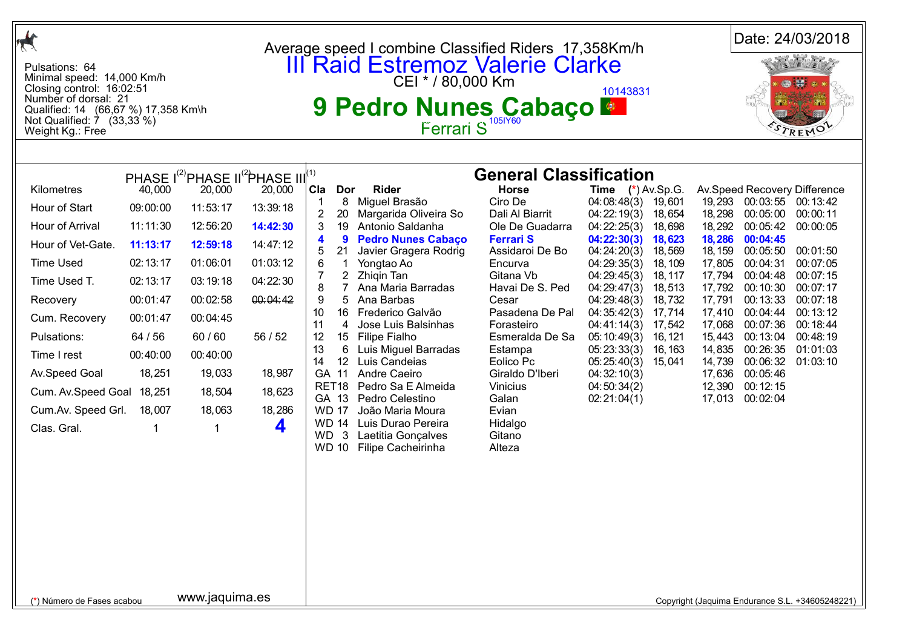Pulsations: 64
Minimal speed: 14,000 Km/h
Closing control: 16:02:51
Number of dorsal: 21
Qualified: 14 (66,67 %) 17,358 Km\h
Not Qualified: 7 (33,33 %)
Weight Kg.: Free

Average speed I combine Classified Riders 17,358Km/h

# III Raid Estremoz Valerie Clarke

CEI * / 80,000 Km

10143831

## 9 Pedro Nunes Cabaço

Ferrari S 105IY60

Date: 24/03/2018

| | PHASE I[2] | PHASE II[2] | PHASE III[1] |
|---|---|---|---|
| Kilometres | 40,000 | 20,000 | 20,000 |
| Hour of Start | 09:00:00 | 11:53:17 | 13:39:18 |
| Hour of Arrival | 11:11:30 | 12:56:20 | **14:42:30** |
| Hour of Vet-Gate. | **11:13:17** | **12:59:18** | 14:47:12 |
| Time Used | 02:13:17 | 01:06:01 | 01:03:12 |
| Time Used T. | 02:13:17 | 03:19:18 | 04:22:30 |
| Recovery | 00:01:47 | 00:02:58 | ~~00:04:42~~ |
| Cum. Recovery | 00:01:47 | 00:04:45 | |
| Pulsations: | 64 / 56 | 60 / 60 | 56 / 52 |
| Time I rest | 00:40:00 | 00:40:00 | |
| Av.Speed Goal | 18,251 | 19,033 | 18,987 |
| Cum. Av.Speed Goal | 18,251 | 18,504 | 18,623 |
| Cum.Av. Speed Grl. | 18,007 | 18,063 | 18,286 |
| Clas. Gral. | 1 | 1 | **4** |

### General Classification

| Cla | Dor | Rider | Horse | Time (*) | Av.Sp.G. | Av.Speed | Recovery | Difference |
|---|---|---|---|---|---|---|---|---|
| 1 | 8 | Miguel Brasão | Ciro De | 04:08:48(3) | 19,601 | 19,293 | 00:03:55 | 00:13:42 |
| 2 | 20 | Margarida Oliveira So | Dali Al Biarrit | 04:22:19(3) | 18,654 | 18,298 | 00:05:00 | 00:00:11 |
| 3 | 19 | Antonio Saldanha | Ole De Guadarra | 04:22:25(3) | 18,698 | 18,292 | 00:05:42 | 00:00:05 |
| **4** | **9** | **Pedro Nunes Cabaço** | **Ferrari S** | **04:22:30(3)** | **18,623** | **18,286** | **00:04:45** | |
| 5 | 21 | Javier Gragera Rodrig | Assidaroi De Bo | 04:24:20(3) | 18,569 | 18,159 | 00:05:50 | 00:01:50 |
| 6 | 1 | Yongtao Ao | Encurva | 04:29:35(3) | 18,109 | 17,805 | 00:04:31 | 00:07:05 |
| 7 | 2 | Zhiqin Tan | Gitana Vb | 04:29:45(3) | 18,117 | 17,794 | 00:04:48 | 00:07:15 |
| 8 | 7 | Ana Maria Barradas | Havai De S. Ped | 04:29:47(3) | 18,513 | 17,792 | 00:10:30 | 00:07:17 |
| 9 | 5 | Ana Barbas | Cesar | 04:29:48(3) | 18,732 | 17,791 | 00:13:33 | 00:07:18 |
| 10 | 16 | Frederico Galvão | Pasadena De Pal | 04:35:42(3) | 17,714 | 17,410 | 00:04:44 | 00:13:12 |
| 11 | 4 | Jose Luis Balsinhas | Forasteiro | 04:41:14(3) | 17,542 | 17,068 | 00:07:36 | 00:18:44 |
| 12 | 15 | Filipe Fialho | Esmeralda De Sa | 05:10:49(3) | 16,121 | 15,443 | 00:13:04 | 00:48:19 |
| 13 | 6 | Luis Miguel Barradas | Estampa | 05:23:33(3) | 16,163 | 14,835 | 00:26:35 | 01:01:03 |
| 14 | 12 | Luis Candeias | Eolico Pc | 05:25:40(3) | 15,041 | 14,739 | 00:06:32 | 01:03:10 |
| GA | 11 | Andre Caeiro | Giraldo D'Iberi | 04:32:10(3) | | 17,636 | 00:05:46 | |
| RET | 18 | Pedro Sa E Almeida | Vinicius | 04:50:34(2) | | 12,390 | 00:12:15 | |
| GA | 13 | Pedro Celestino | Galan | 02:21:04(1) | | 17,013 | 00:02:04 | |
| WD | 17 | João Maria Moura | Evian | | | | | |
| WD | 14 | Luis Durao Pereira | Hidalgo | | | | | |
| WD | 3 | Laetitia Gonçalves | Gitano | | | | | |
| WD | 10 | Filipe Cacheirinha | Alteza | | | | | |

(*) Número de Fases acabou

www.jaquima.es

Copyright (Jaquima Endurance S.L. +34605248221)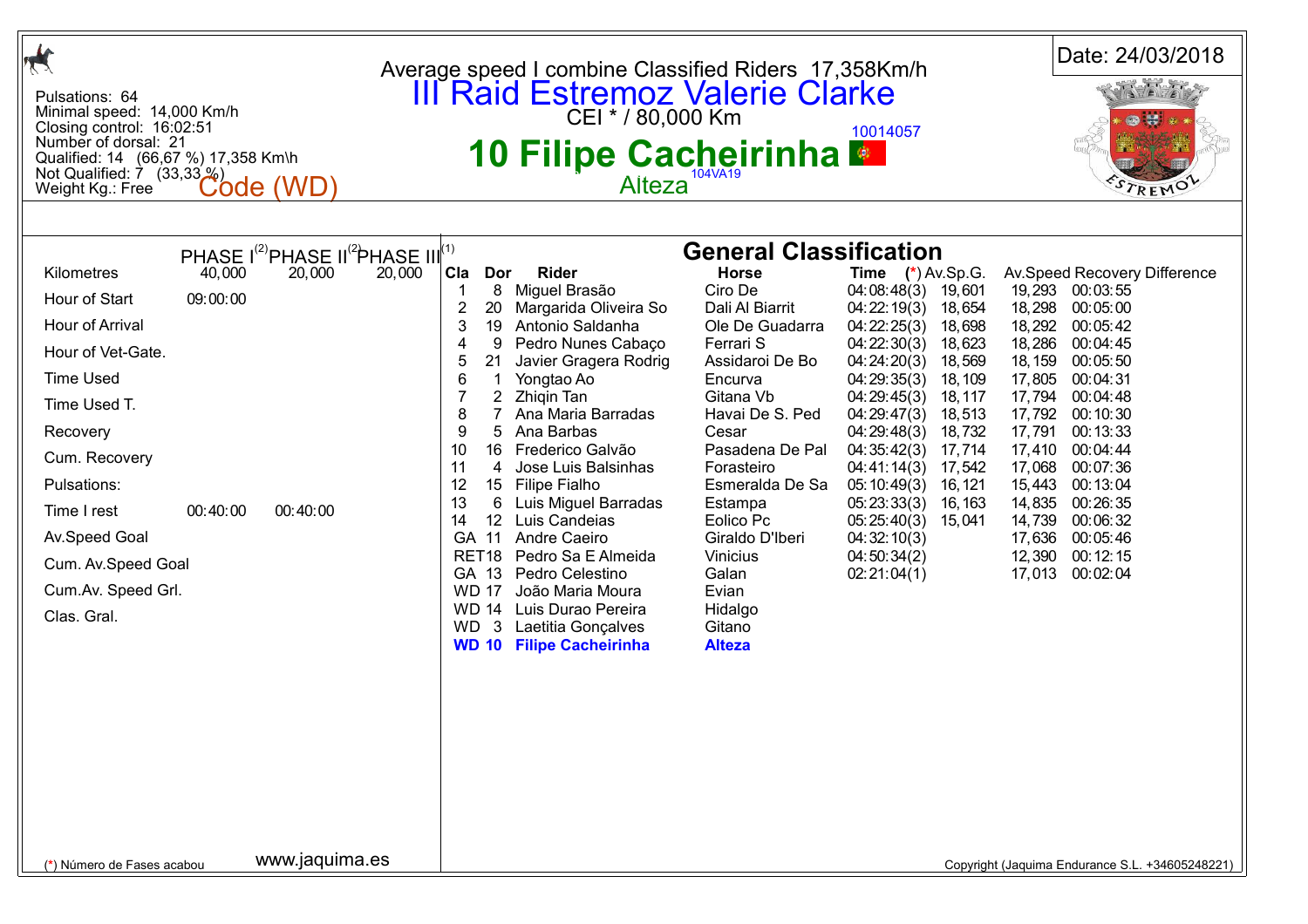Average speed I combine Classified Riders 17,358Km/h

# III Raid Estremoz Valerie Clarke

CEI * / 80,000 Km

Date: 24/03/2018

Pulsations: 64
Minimal speed: 14,000 Km/h
Closing control: 16:02:51
Number of dorsal: 21
Qualified: 14 (66,67 %) 17,358 Km\h
Not Qualified: 7 (33,33 %)
Weight Kg.: Free

Code (WD)

## 10 Filipe Cacheirinha

10014057

Alteza 104VA19

| | PHASE I[2] | PHASE II[2] | PHASE III[1] |
|---|---|---|---|
| Kilometres | 40,000 | 20,000 | 20,000 |
| Hour of Start | 09:00:00 | | |
| Hour of Arrival | | | |
| Hour of Vet-Gate. | | | |
| Time Used | | | |
| Time Used T. | | | |
| Recovery | | | |
| Cum. Recovery | | | |
| Pulsations: | | | |
| Time I rest | 00:40:00 | 00:40:00 | |
| Av.Speed Goal | | | |
| Cum. Av.Speed Goal | | | |
| Cum.Av. Speed Grl. | | | |
| Clas. Gral. | | | |

## General Classification

| Cla | Dor | Rider | Horse | Time (*) | Av.Sp.G. | Av.Speed | Recovery Difference |
|---|---|---|---|---|---|---|---|
| 1 | 8 | Miguel Brasão | Ciro De | 04:08:48(3) | 19,601 | 19,293 | 00:03:55 |
| 2 | 20 | Margarida Oliveira So | Dali Al Biarrit | 04:22:19(3) | 18,654 | 18,298 | 00:05:00 |
| 3 | 19 | Antonio Saldanha | Ole De Guadarra | 04:22:25(3) | 18,698 | 18,292 | 00:05:42 |
| 4 | 9 | Pedro Nunes Cabaço | Ferrari S | 04:22:30(3) | 18,623 | 18,286 | 00:04:45 |
| 5 | 21 | Javier Gragera Rodrig | Assidaroi De Bo | 04:24:20(3) | 18,569 | 18,159 | 00:05:50 |
| 6 | 1 | Yongtao Ao | Encurva | 04:29:35(3) | 18,109 | 17,805 | 00:04:31 |
| 7 | 2 | Zhiqin Tan | Gitana Vb | 04:29:45(3) | 18,117 | 17,794 | 00:04:48 |
| 8 | 7 | Ana Maria Barradas | Havai De S. Ped | 04:29:47(3) | 18,513 | 17,792 | 00:10:30 |
| 9 | 5 | Ana Barbas | Cesar | 04:29:48(3) | 18,732 | 17,791 | 00:13:33 |
| 10 | 16 | Frederico Galvão | Pasadena De Pal | 04:35:42(3) | 17,714 | 17,410 | 00:04:44 |
| 11 | 4 | Jose Luis Balsinhas | Forasteiro | 04:41:14(3) | 17,542 | 17,068 | 00:07:36 |
| 12 | 15 | Filipe Fialho | Esmeralda De Sa | 05:10:49(3) | 16,121 | 15,443 | 00:13:04 |
| 13 | 6 | Luis Miguel Barradas | Estampa | 05:23:33(3) | 16,163 | 14,835 | 00:26:35 |
| 14 | 12 | Luis Candeias | Eolico Pc | 05:25:40(3) | 15,041 | 14,739 | 00:06:32 |
| GA | 11 | Andre Caeiro | Giraldo D'Iberi | 04:32:10(3) | | 17,636 | 00:05:46 |
| RET | 18 | Pedro Sa E Almeida | Vinicius | 04:50:34(2) | | 12,390 | 00:12:15 |
| GA | 13 | Pedro Celestino | Galan | 02:21:04(1) | | 17,013 | 00:02:04 |
| WD | 17 | João Maria Moura | Evian | | | | |
| WD | 14 | Luis Durao Pereira | Hidalgo | | | | |
| WD | 3 | Laetitia Gonçalves | Gitano | | | | |
| **WD** | **10** | **Filipe Cacheirinha** | **Alteza** | | | | |

(*) Número de Fases acabou

www.jaquima.es

Copyright (Jaquima Endurance S.L. +34605248221)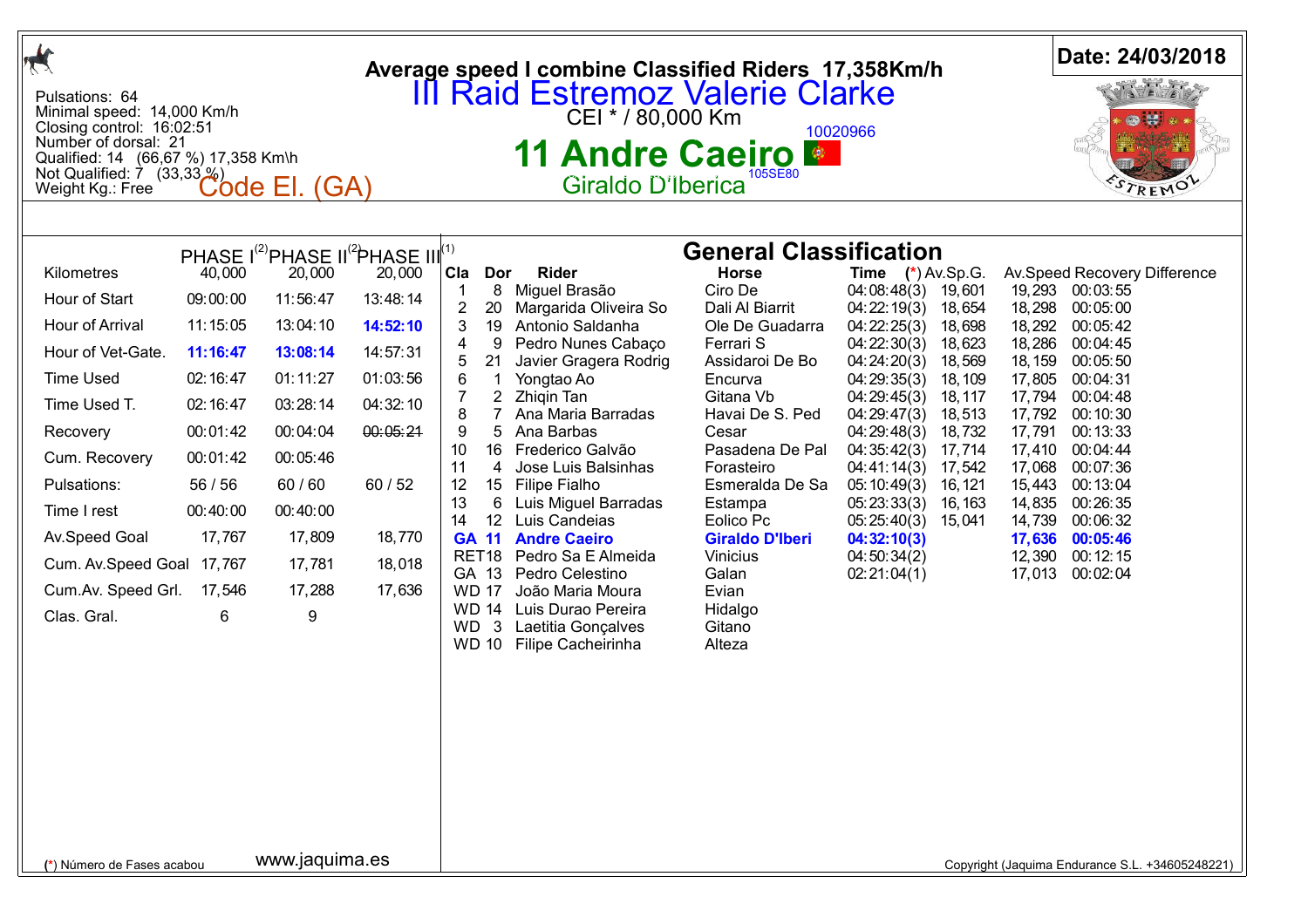# Average speed I combine Classified Riders 17,358Km/h

# III Raid Estremoz Valerie Clarke

CEI * / 80,000 Km

Date: 24/03/2018

Pulsations: 64
Minimal speed: 14,000 Km/h
Closing control: 16:02:51
Number of dorsal: 21
Qualified: 14 (66,67 %) 17,358 Km\h
Not Qualified: 7 (33,33 %)
Weight Kg.: Free

Code El. (GA)

## 11 Andre Caeiro

10020966

Giraldo D'Iberica 105SE80

| | PHASE I[2] | PHASE II[2] | PHASE III[1] |
|---|---|---|---|
| Kilometres | 40,000 | 20,000 | 20,000 |
| Hour of Start | 09:00:00 | 11:56:47 | 13:48:14 |
| Hour of Arrival | 11:15:05 | 13:04:10 | **14:52:10** |
| Hour of Vet-Gate. | **11:16:47** | **13:08:14** | 14:57:31 |
| Time Used | 02:16:47 | 01:11:27 | 01:03:56 |
| Time Used T. | 02:16:47 | 03:28:14 | 04:32:10 |
| Recovery | 00:01:42 | 00:04:04 | ~~00:05:21~~ |
| Cum. Recovery | 00:01:42 | 00:05:46 | |
| Pulsations: | 56 / 56 | 60 / 60 | 60 / 52 |
| Time I rest | 00:40:00 | 00:40:00 | |
| Av.Speed Goal | 17,767 | 17,809 | 18,770 |
| Cum. Av.Speed Goal | 17,767 | 17,781 | 18,018 |
| Cum.Av. Speed Grl. | 17,546 | 17,288 | 17,636 |
| Clas. Gral. | 6 | 9 | |

## General Classification

| Cla | Dor | Rider | Horse | Time (*) | Av.Sp.G. | Av.Speed | Recovery Difference |
|---|---|---|---|---|---|---|---|
| 1 | 8 | Miguel Brasão | Ciro De | 04:08:48(3) | 19,601 | 19,293 | 00:03:55 |
| 2 | 20 | Margarida Oliveira So | Dali Al Biarrit | 04:22:19(3) | 18,654 | 18,298 | 00:05:00 |
| 3 | 19 | Antonio Saldanha | Ole De Guadarra | 04:22:25(3) | 18,698 | 18,292 | 00:05:42 |
| 4 | 9 | Pedro Nunes Cabaço | Ferrari S | 04:22:30(3) | 18,623 | 18,286 | 00:04:45 |
| 5 | 21 | Javier Gragera Rodrig | Assidaroi De Bo | 04:24:20(3) | 18,569 | 18,159 | 00:05:50 |
| 6 | 1 | Yongtao Ao | Encurva | 04:29:35(3) | 18,109 | 17,805 | 00:04:31 |
| 7 | 2 | Zhiqin Tan | Gitana Vb | 04:29:45(3) | 18,117 | 17,794 | 00:04:48 |
| 8 | 7 | Ana Maria Barradas | Havai De S. Ped | 04:29:47(3) | 18,513 | 17,792 | 00:10:30 |
| 9 | 5 | Ana Barbas | Cesar | 04:29:48(3) | 18,732 | 17,791 | 00:13:33 |
| 10 | 16 | Frederico Galvão | Pasadena De Pal | 04:35:42(3) | 17,714 | 17,410 | 00:04:44 |
| 11 | 4 | Jose Luis Balsinhas | Forasteiro | 04:41:14(3) | 17,542 | 17,068 | 00:07:36 |
| 12 | 15 | Filipe Fialho | Esmeralda De Sa | 05:10:49(3) | 16,121 | 15,443 | 00:13:04 |
| 13 | 6 | Luis Miguel Barradas | Estampa | 05:23:33(3) | 16,163 | 14,835 | 00:26:35 |
| 14 | 12 | Luis Candeias | Eolico Pc | 05:25:40(3) | 15,041 | 14,739 | 00:06:32 |
| **GA** | **11** | **Andre Caeiro** | **Giraldo D'Iberi** | **04:32:10(3)** | | **17,636** | **00:05:46** |
| RET | 18 | Pedro Sa E Almeida | Vinicius | 04:50:34(2) | | 12,390 | 00:12:15 |
| GA | 13 | Pedro Celestino | Galan | 02:21:04(1) | | 17,013 | 00:02:04 |
| WD | 17 | João Maria Moura | Evian | | | | |
| WD | 14 | Luis Durao Pereira | Hidalgo | | | | |
| WD | 3 | Laetitia Gonçalves | Gitano | | | | |
| WD | 10 | Filipe Cacheirinha | Alteza | | | | |

(*) Número de Fases acabou

www.jaquima.es

Copyright (Jaquima Endurance S.L. +34605248221)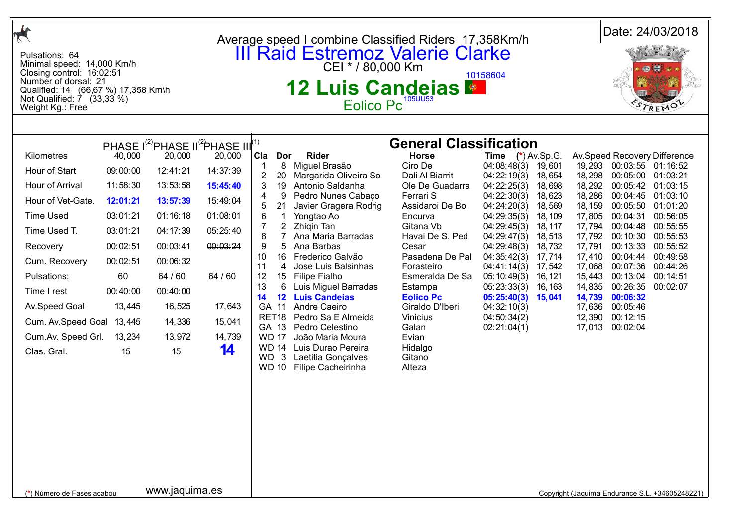Pulsations: 64
Minimal speed: 14,000 Km/h
Closing control: 16:02:51
Number of dorsal: 21
Qualified: 14 (66,67 %) 17,358 Km\h
Not Qualified: 7 (33,33 %)
Weight Kg.: Free

Average speed I combine Classified Riders 17,358Km/h

# III Raid Estremoz Valerie Clarke

CEI * / 80,000 Km

10158604

## 12 Luis Candeias

Eolico Pc 105UU53

Date: 24/03/2018

| | PHASE I[2] | PHASE II[2] | PHASE III[1] |
|---|---|---|---|
| Kilometres | 40,000 | 20,000 | 20,000 |
| Hour of Start | 09:00:00 | 12:41:21 | 14:37:39 |
| Hour of Arrival | 11:58:30 | 13:53:58 | **15:45:40** |
| Hour of Vet-Gate. | **12:01:21** | **13:57:39** | 15:49:04 |
| Time Used | 03:01:21 | 01:16:18 | 01:08:01 |
| Time Used T. | 03:01:21 | 04:17:39 | 05:25:40 |
| Recovery | 00:02:51 | 00:03:41 | ~~00:03:24~~ |
| Cum. Recovery | 00:02:51 | 00:06:32 | |
| Pulsations: | 60 | 64 / 60 | 64 / 60 |
| Time I rest | 00:40:00 | 00:40:00 | |
| Av.Speed Goal | 13,445 | 16,525 | 17,643 |
| Cum. Av.Speed Goal | 13,445 | 14,336 | 15,041 |
| Cum.Av. Speed Grl. | 13,234 | 13,972 | 14,739 |
| Clas. Gral. | 15 | 15 | **14** |

### General Classification

| Cla | Dor | Rider | Horse | Time (*) | Av.Sp.G. | Av.Speed | Recovery | Difference |
|---|---|---|---|---|---|---|---|---|
| 1 | 8 | Miguel Brasão | Ciro De | 04:08:48(3) | 19,601 | 19,293 | 00:03:55 | 01:16:52 |
| 2 | 20 | Margarida Oliveira So | Dali Al Biarrit | 04:22:19(3) | 18,654 | 18,298 | 00:05:00 | 01:03:21 |
| 3 | 19 | Antonio Saldanha | Ole De Guadarra | 04:22:25(3) | 18,698 | 18,292 | 00:05:42 | 01:03:15 |
| 4 | 9 | Pedro Nunes Cabaço | Ferrari S | 04:22:30(3) | 18,623 | 18,286 | 00:04:45 | 01:03:10 |
| 5 | 21 | Javier Gragera Rodrig | Assidaroi De Bo | 04:24:20(3) | 18,569 | 18,159 | 00:05:50 | 01:01:20 |
| 6 | 1 | Yongtao Ao | Encurva | 04:29:35(3) | 18,109 | 17,805 | 00:04:31 | 00:56:05 |
| 7 | 2 | Zhiqin Tan | Gitana Vb | 04:29:45(3) | 18,117 | 17,794 | 00:04:48 | 00:55:55 |
| 8 | 7 | Ana Maria Barradas | Havai De S. Ped | 04:29:47(3) | 18,513 | 17,792 | 00:10:30 | 00:55:53 |
| 9 | 5 | Ana Barbas | Cesar | 04:29:48(3) | 18,732 | 17,791 | 00:13:33 | 00:55:52 |
| 10 | 16 | Frederico Galvão | Pasadena De Pal | 04:35:42(3) | 17,714 | 17,410 | 00:04:44 | 00:49:58 |
| 11 | 4 | Jose Luis Balsinhas | Forasteiro | 04:41:14(3) | 17,542 | 17,068 | 00:07:36 | 00:44:26 |
| 12 | 15 | Filipe Fialho | Esmeralda De Sa | 05:10:49(3) | 16,121 | 15,443 | 00:13:04 | 00:14:51 |
| 13 | 6 | Luis Miguel Barradas | Estampa | 05:23:33(3) | 16,163 | 14,835 | 00:26:35 | 00:02:07 |
| **14** | **12** | **Luis Candeias** | **Eolico Pc** | **05:25:40(3)** | **15,041** | **14,739** | **00:06:32** | |
| GA | 11 | Andre Caeiro | Giraldo D'lberi | 04:32:10(3) | | 17,636 | 00:05:46 | |
| RET | 18 | Pedro Sa E Almeida | Vinicius | 04:50:34(2) | | 12,390 | 00:12:15 | |
| GA | 13 | Pedro Celestino | Galan | 02:21:04(1) | | 17,013 | 00:02:04 | |
| WD | 17 | João Maria Moura | Evian | | | | | |
| WD | 14 | Luis Durao Pereira | Hidalgo | | | | | |
| WD | 3 | Laetitia Gonçalves | Gitano | | | | | |
| WD | 10 | Filipe Cacheirinha | Alteza | | | | | |

(*) Número de Fases acabou

www.jaquima.es

Copyright (Jaquima Endurance S.L. +34605248221)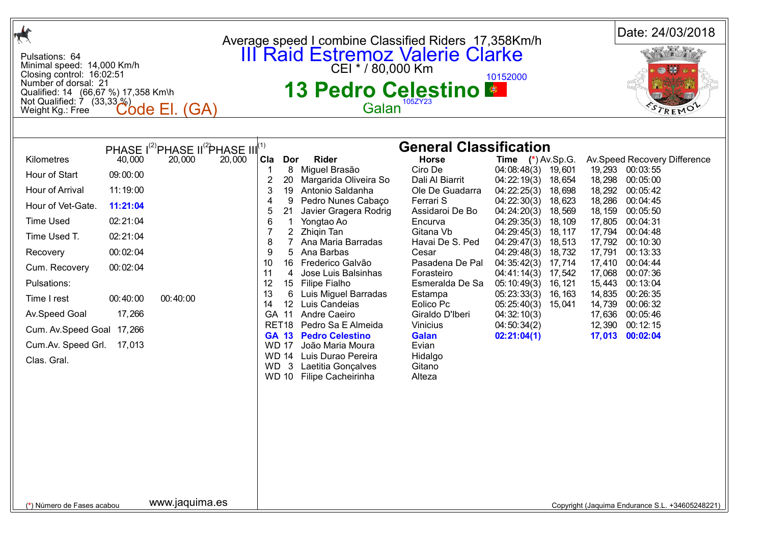Pulsations: 64
Minimal speed: 14,000 Km/h
Closing control: 16:02:51
Number of dorsal: 21
Qualified: 14 (66,67 %) 17,358 Km\h
Not Qualified: 7 (33,33 %)
Weight Kg.: Free

Code El. (GA)

Average speed I combine Classified Riders 17,358Km/h

# III Raid Estremoz Valerie Clarke

CEI * / 80,000 Km

10152000

# 13 Pedro Celestino

Galan 105ZY23

Date: 24/03/2018

| | PHASE I[2] | PHASE II[2] | PHASE III[1] |
|---|---|---|---|
| Kilometres | 40,000 | 20,000 | 20,000 |
| Hour of Start | 09:00:00 | | |
| Hour of Arrival | 11:19:00 | | |
| Hour of Vet-Gate. | **11:21:04** | | |
| Time Used | 02:21:04 | | |
| Time Used T. | 02:21:04 | | |
| Recovery | 00:02:04 | | |
| Cum. Recovery | 00:02:04 | | |
| Pulsations: | | | |
| Time I rest | 00:40:00 | 00:40:00 | |
| Av.Speed Goal | 17,266 | | |
| Cum. Av.Speed Goal | 17,266 | | |
| Cum.Av. Speed Grl. | 17,013 | | |
| Clas. Gral. | | | |

## General Classification

| Cla | Dor | Rider | Horse | Time (*) | Av.Sp.G. | Av.Speed | Recovery Difference |
|---|---|---|---|---|---|---|---|
| 1 | 8 | Miguel Brasão | Ciro De | 04:08:48(3) | 19,601 | 19,293 | 00:03:55 |
| 2 | 20 | Margarida Oliveira So | Dali Al Biarrit | 04:22:19(3) | 18,654 | 18,298 | 00:05:00 |
| 3 | 19 | Antonio Saldanha | Ole De Guadarra | 04:22:25(3) | 18,698 | 18,292 | 00:05:42 |
| 4 | 9 | Pedro Nunes Cabaço | Ferrari S | 04:22:30(3) | 18,623 | 18,286 | 00:04:45 |
| 5 | 21 | Javier Gragera Rodrig | Assidaroi De Bo | 04:24:20(3) | 18,569 | 18,159 | 00:05:50 |
| 6 | 1 | Yongtao Ao | Encurva | 04:29:35(3) | 18,109 | 17,805 | 00:04:31 |
| 7 | 2 | Zhiqin Tan | Gitana Vb | 04:29:45(3) | 18,117 | 17,794 | 00:04:48 |
| 8 | 7 | Ana Maria Barradas | Havai De S. Ped | 04:29:47(3) | 18,513 | 17,792 | 00:10:30 |
| 9 | 5 | Ana Barbas | Cesar | 04:29:48(3) | 18,732 | 17,791 | 00:13:33 |
| 10 | 16 | Frederico Galvão | Pasadena De Pal | 04:35:42(3) | 17,714 | 17,410 | 00:04:44 |
| 11 | 4 | Jose Luis Balsinhas | Forasteiro | 04:41:14(3) | 17,542 | 17,068 | 00:07:36 |
| 12 | 15 | Filipe Fialho | Esmeralda De Sa | 05:10:49(3) | 16,121 | 15,443 | 00:13:04 |
| 13 | 6 | Luis Miguel Barradas | Estampa | 05:23:33(3) | 16,163 | 14,835 | 00:26:35 |
| 14 | 12 | Luis Candeias | Eolico Pc | 05:25:40(3) | 15,041 | 14,739 | 00:06:32 |
| GA | 11 | Andre Caeiro | Giraldo D'Iberi | 04:32:10(3) | | 17,636 | 00:05:46 |
| RET | 18 | Pedro Sa E Almeida | Vinicius | 04:50:34(2) | | 12,390 | 00:12:15 |
| **GA** | **13** | **Pedro Celestino** | **Galan** | **02:21:04(1)** | | **17,013** | **00:02:04** |
| WD | 17 | João Maria Moura | Evian | | | | |
| WD | 14 | Luis Durao Pereira | Hidalgo | | | | |
| WD | 3 | Laetitia Gonçalves | Gitano | | | | |
| WD | 10 | Filipe Cacheirinha | Alteza | | | | |

(*) Número de Fases acabou

www.jaquima.es

Copyright (Jaquima Endurance S.L. +34605248221)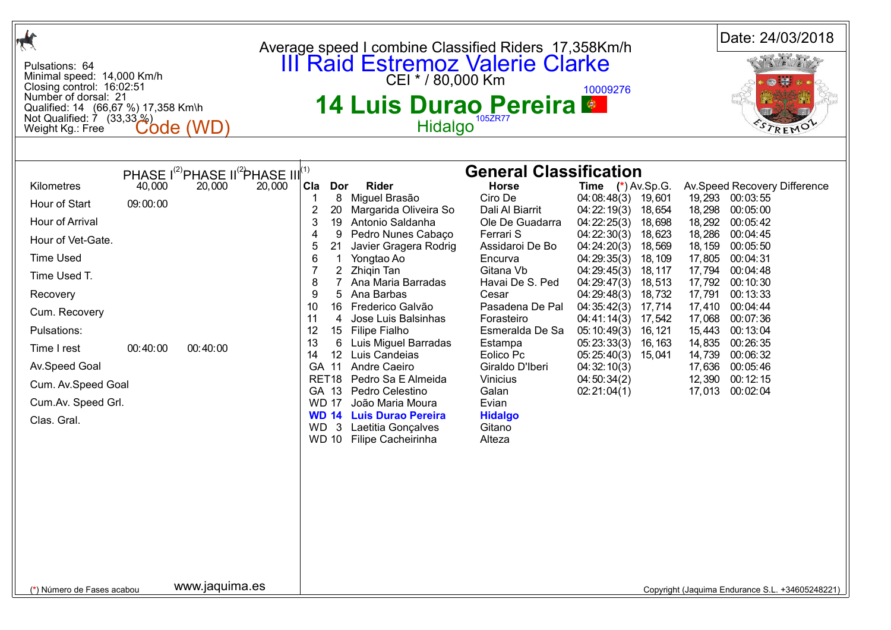Pulsations: 64
Minimal speed: 14,000 Km/h
Closing control: 16:02:51
Number of dorsal: 21
Qualified: 14 (66,67 %) 17,358 Km\h
Not Qualified: 7 (33,33 %)
Weight Kg.: Free

Code (WD)

Average speed I combine Classified Riders 17,358Km/h

# III Raid Estremoz Valerie Clarke

CEI * / 80,000 Km

10009276

## 14 Luis Durao Pereira

Hidalgo 105ZR77

Date: 24/03/2018

| | PHASE I[2] | PHASE II[2] | PHASE III[1] |
|---|---|---|---|
| Kilometres | 40,000 | 20,000 | 20,000 |
| Hour of Start | 09:00:00 | | |
| Hour of Arrival | | | |
| Hour of Vet-Gate. | | | |
| Time Used | | | |
| Time Used T. | | | |
| Recovery | | | |
| Cum. Recovery | | | |
| Pulsations: | | | |
| Time I rest | 00:40:00 | 00:40:00 | |
| Av.Speed Goal | | | |
| Cum. Av.Speed Goal | | | |
| Cum.Av. Speed Grl. | | | |
| Clas. Gral. | | | |

### General Classification

| Cla | Dor | Rider | Horse | Time (*) | Av.Sp.G. | Av.Speed | Recovery Difference |
|---|---|---|---|---|---|---|---|
| 1 | 8 | Miguel Brasão | Ciro De | 04:08:48(3) | 19,601 | 19,293 | 00:03:55 |
| 2 | 20 | Margarida Oliveira So | Dali Al Biarrit | 04:22:19(3) | 18,654 | 18,298 | 00:05:00 |
| 3 | 19 | Antonio Saldanha | Ole De Guadarra | 04:22:25(3) | 18,698 | 18,292 | 00:05:42 |
| 4 | 9 | Pedro Nunes Cabaço | Ferrari S | 04:22:30(3) | 18,623 | 18,286 | 00:04:45 |
| 5 | 21 | Javier Gragera Rodrig | Assidaroi De Bo | 04:24:20(3) | 18,569 | 18,159 | 00:05:50 |
| 6 | 1 | Yongtao Ao | Encurva | 04:29:35(3) | 18,109 | 17,805 | 00:04:31 |
| 7 | 2 | Zhiqin Tan | Gitana Vb | 04:29:45(3) | 18,117 | 17,794 | 00:04:48 |
| 8 | 7 | Ana Maria Barradas | Havai De S. Ped | 04:29:47(3) | 18,513 | 17,792 | 00:10:30 |
| 9 | 5 | Ana Barbas | Cesar | 04:29:48(3) | 18,732 | 17,791 | 00:13:33 |
| 10 | 16 | Frederico Galvão | Pasadena De Pal | 04:35:42(3) | 17,714 | 17,410 | 00:04:44 |
| 11 | 4 | Jose Luis Balsinhas | Forasteiro | 04:41:14(3) | 17,542 | 17,068 | 00:07:36 |
| 12 | 15 | Filipe Fialho | Esmeralda De Sa | 05:10:49(3) | 16,121 | 15,443 | 00:13:04 |
| 13 | 6 | Luis Miguel Barradas | Estampa | 05:23:33(3) | 16,163 | 14,835 | 00:26:35 |
| 14 | 12 | Luis Candeias | Eolico Pc | 05:25:40(3) | 15,041 | 14,739 | 00:06:32 |
| GA | 11 | Andre Caeiro | Giraldo D'Iberi | 04:32:10(3) | | 17,636 | 00:05:46 |
| RET | 18 | Pedro Sa E Almeida | Vinicius | 04:50:34(2) | | 12,390 | 00:12:15 |
| GA | 13 | Pedro Celestino | Galan | 02:21:04(1) | | 17,013 | 00:02:04 |
| WD | 17 | João Maria Moura | Evian | | | | |
| **WD** | **14** | **Luis Durao Pereira** | **Hidalgo** | | | | |
| WD | 3 | Laetitia Gonçalves | Gitano | | | | |
| WD | 10 | Filipe Cacheirinha | Alteza | | | | |

(*) Número de Fases acabou

www.jaquima.es

Copyright (Jaquima Endurance S.L. +34605248221)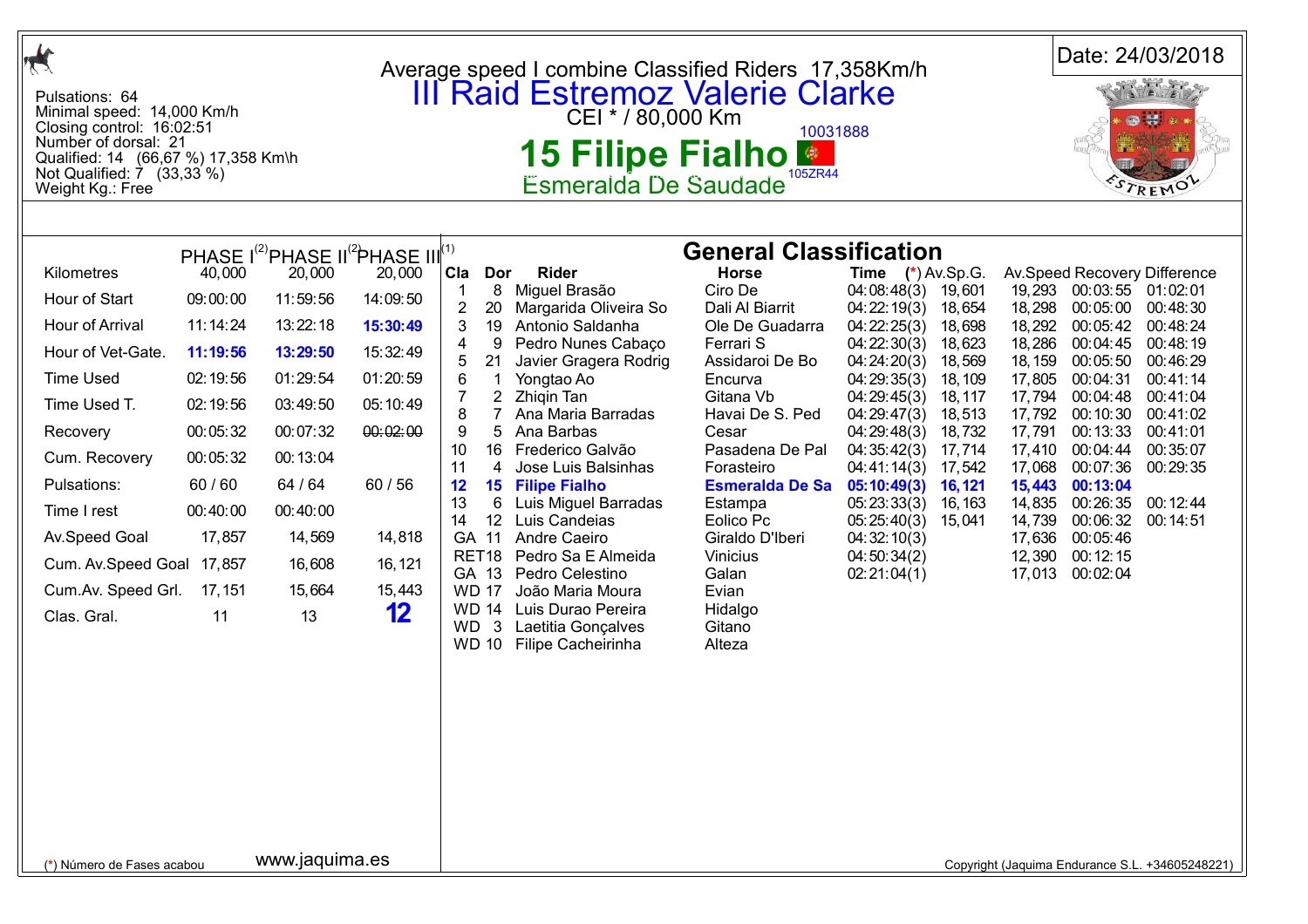Date: 24/03/2018

Pulsations: 64
Minimal speed: 14,000 Km/h
Closing control: 16:02:51
Number of dorsal: 21
Qualified: 14 (66,67 %) 17,358 Km\h
Not Qualified: 7 (33,33 %)
Weight Kg.: Free

Average speed I combine Classified Riders 17,358Km/h

# III Raid Estremoz Valerie Clarke

CEI * / 80,000 Km

10031888

## 15 Filipe Fialho

Esmeralda De Saudade 105ZR44

| | PHASE I[2] | PHASE II[2] | PHASE III[1] |
|---|---|---|---|
| Kilometres | 40,000 | 20,000 | 20,000 |
| Hour of Start | 09:00:00 | 11:59:56 | 14:09:50 |
| Hour of Arrival | 11:14:24 | 13:22:18 | **15:30:49** |
| Hour of Vet-Gate. | **11:19:56** | **13:29:50** | 15:32:49 |
| Time Used | 02:19:56 | 01:29:54 | 01:20:59 |
| Time Used T. | 02:19:56 | 03:49:50 | 05:10:49 |
| Recovery | 00:05:32 | 00:07:32 | ~~00:02:00~~ |
| Cum. Recovery | 00:05:32 | 00:13:04 | |
| Pulsations: | 60 / 60 | 64 / 64 | 60 / 56 |
| Time I rest | 00:40:00 | 00:40:00 | |
| Av.Speed Goal | 17,857 | 14,569 | 14,818 |
| Cum. Av.Speed Goal | 17,857 | 16,608 | 16,121 |
| Cum.Av. Speed Grl. | 17,151 | 15,664 | 15,443 |
| Clas. Gral. | 11 | 13 | **12** |

## General Classification

| Cla | Dor | Rider | Horse | Time (*) | Av.Sp.G. | Av.Speed | Recovery | Difference |
|---|---|---|---|---|---|---|---|---|
| 1 | 8 | Miguel Brasão | Ciro De | 04:08:48(3) | 19,601 | 19,293 | 00:03:55 | 01:02:01 |
| 2 | 20 | Margarida Oliveira So | Dali Al Biarrit | 04:22:19(3) | 18,654 | 18,298 | 00:05:00 | 00:48:30 |
| 3 | 19 | Antonio Saldanha | Ole De Guadarra | 04:22:25(3) | 18,698 | 18,292 | 00:05:42 | 00:48:24 |
| 4 | 9 | Pedro Nunes Cabaço | Ferrari S | 04:22:30(3) | 18,623 | 18,286 | 00:04:45 | 00:48:19 |
| 5 | 21 | Javier Gragera Rodrig | Assidaroi De Bo | 04:24:20(3) | 18,569 | 18,159 | 00:05:50 | 00:46:29 |
| 6 | 1 | Yongtao Ao | Encurva | 04:29:35(3) | 18,109 | 17,805 | 00:04:31 | 00:41:14 |
| 7 | 2 | Zhiqin Tan | Gitana Vb | 04:29:45(3) | 18,117 | 17,794 | 00:04:48 | 00:41:04 |
| 8 | 7 | Ana Maria Barradas | Havai De S. Ped | 04:29:47(3) | 18,513 | 17,792 | 00:10:30 | 00:41:02 |
| 9 | 5 | Ana Barbas | Cesar | 04:29:48(3) | 18,732 | 17,791 | 00:13:33 | 00:41:01 |
| 10 | 16 | Frederico Galvão | Pasadena De Pal | 04:35:42(3) | 17,714 | 17,410 | 00:04:44 | 00:35:07 |
| 11 | 4 | Jose Luis Balsinhas | Forasteiro | 04:41:14(3) | 17,542 | 17,068 | 00:07:36 | 00:29:35 |
| **12** | **15** | **Filipe Fialho** | **Esmeralda De Sa** | **05:10:49(3)** | **16,121** | **15,443** | **00:13:04** | |
| 13 | 6 | Luis Miguel Barradas | Estampa | 05:23:33(3) | 16,163 | 14,835 | 00:26:35 | 00:12:44 |
| 14 | 12 | Luis Candeias | Eolico Pc | 05:25:40(3) | 15,041 | 14,739 | 00:06:32 | 00:14:51 |
| GA | 11 | Andre Caeiro | Giraldo D'lberi | 04:32:10(3) | | 17,636 | 00:05:46 | |
| RET | 18 | Pedro Sa E Almeida | Vinicius | 04:50:34(2) | | 12,390 | 00:12:15 | |
| GA | 13 | Pedro Celestino | Galan | 02:21:04(1) | | 17,013 | 00:02:04 | |
| WD | 17 | João Maria Moura | Evian | | | | | |
| WD | 14 | Luis Durao Pereira | Hidalgo | | | | | |
| WD | 3 | Laetitia Gonçalves | Gitano | | | | | |
| WD | 10 | Filipe Cacheirinha | Alteza | | | | | |

(*) Número de Fases acabou

www.jaquima.es

Copyright (Jaquima Endurance S.L. +34605248221)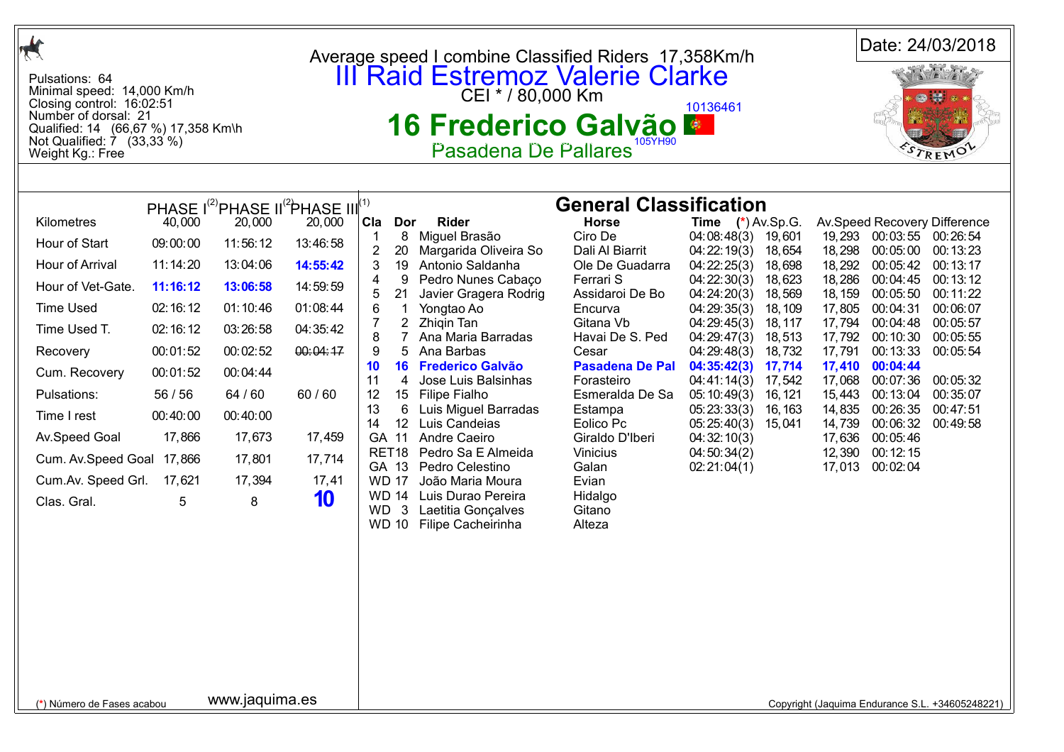Average speed I combine Classified Riders 17,358Km/h

# III Raid Estremoz Valerie Clarke

CEI * / 80,000 Km

10136461

## 16 Frederico Galvão

Pasadena De Pallares 105YH90

Date: 24/03/2018

Pulsations: 64
Minimal speed: 14,000 Km/h
Closing control: 16:02:51
Number of dorsal: 21
Qualified: 14 (66,67 %) 17,358 Km\h
Not Qualified: 7 (33,33 %)
Weight Kg.: Free

| | PHASE I(2) | PHASE II(2) | PHASE III(1) |
|---|---|---|---|
| Kilometres | 40,000 | 20,000 | 20,000 |
| Hour of Start | 09:00:00 | 11:56:12 | 13:46:58 |
| Hour of Arrival | 11:14:20 | 13:04:06 | **14:55:42** |
| Hour of Vet-Gate. | **11:16:12** | **13:06:58** | 14:59:59 |
| Time Used | 02:16:12 | 01:10:46 | 01:08:44 |
| Time Used T. | 02:16:12 | 03:26:58 | 04:35:42 |
| Recovery | 00:01:52 | 00:02:52 | ~~00:04:17~~ |
| Cum. Recovery | 00:01:52 | 00:04:44 | |
| Pulsations: | 56 / 56 | 64 / 60 | 60 / 60 |
| Time I rest | 00:40:00 | 00:40:00 | |
| Av.Speed Goal | 17,866 | 17,673 | 17,459 |
| Cum. Av.Speed Goal | 17,866 | 17,801 | 17,714 |
| Cum.Av. Speed Grl. | 17,621 | 17,394 | 17,41 |
| Clas. Gral. | 5 | 8 | **10** |

### General Classification

| Cla | Dor | Rider | Horse | Time (*) | Av.Sp.G. | Av.Speed | Recovery | Difference |
|---|---|---|---|---|---|---|---|---|
| 1 | 8 | Miguel Brasão | Ciro De | 04:08:48(3) | 19,601 | 19,293 | 00:03:55 | 00:26:54 |
| 2 | 20 | Margarida Oliveira So | Dali Al Biarrit | 04:22:19(3) | 18,654 | 18,298 | 00:05:00 | 00:13:23 |
| 3 | 19 | Antonio Saldanha | Ole De Guadarra | 04:22:25(3) | 18,698 | 18,292 | 00:05:42 | 00:13:17 |
| 4 | 9 | Pedro Nunes Cabaço | Ferrari S | 04:22:30(3) | 18,623 | 18,286 | 00:04:45 | 00:13:12 |
| 5 | 21 | Javier Gragera Rodrig | Assidaroi De Bo | 04:24:20(3) | 18,569 | 18,159 | 00:05:50 | 00:11:22 |
| 6 | 1 | Yongtao Ao | Encurva | 04:29:35(3) | 18,109 | 17,805 | 00:04:31 | 00:06:07 |
| 7 | 2 | Zhiqin Tan | Gitana Vb | 04:29:45(3) | 18,117 | 17,794 | 00:04:48 | 00:05:57 |
| 8 | 7 | Ana Maria Barradas | Havai De S. Ped | 04:29:47(3) | 18,513 | 17,792 | 00:10:30 | 00:05:55 |
| 9 | 5 | Ana Barbas | Cesar | 04:29:48(3) | 18,732 | 17,791 | 00:13:33 | 00:05:54 |
| **10** | **16** | **Frederico Galvão** | **Pasadena De Pal** | **04:35:42(3)** | **17,714** | **17,410** | **00:04:44** | |
| 11 | 4 | Jose Luis Balsinhas | Forasteiro | 04:41:14(3) | 17,542 | 17,068 | 00:07:36 | 00:05:32 |
| 12 | 15 | Filipe Fialho | Esmeralda De Sa | 05:10:49(3) | 16,121 | 15,443 | 00:13:04 | 00:35:07 |
| 13 | 6 | Luis Miguel Barradas | Estampa | 05:23:33(3) | 16,163 | 14,835 | 00:26:35 | 00:47:51 |
| 14 | 12 | Luis Candeias | Eolico Pc | 05:25:40(3) | 15,041 | 14,739 | 00:06:32 | 00:49:58 |
| GA | 11 | Andre Caeiro | Giraldo D'lberi | 04:32:10(3) | | 17,636 | 00:05:46 | |
| RET | 18 | Pedro Sa E Almeida | Vinicius | 04:50:34(2) | | 12,390 | 00:12:15 | |
| GA | 13 | Pedro Celestino | Galan | 02:21:04(1) | | 17,013 | 00:02:04 | |
| WD | 17 | João Maria Moura | Evian | | | | | |
| WD | 14 | Luis Durao Pereira | Hidalgo | | | | | |
| WD | 3 | Laetitia Gonçalves | Gitano | | | | | |
| WD | 10 | Filipe Cacheirinha | Alteza | | | | | |

(*) Número de Fases acabou

www.jaquima.es

Copyright (Jaquima Endurance S.L. +34605248221)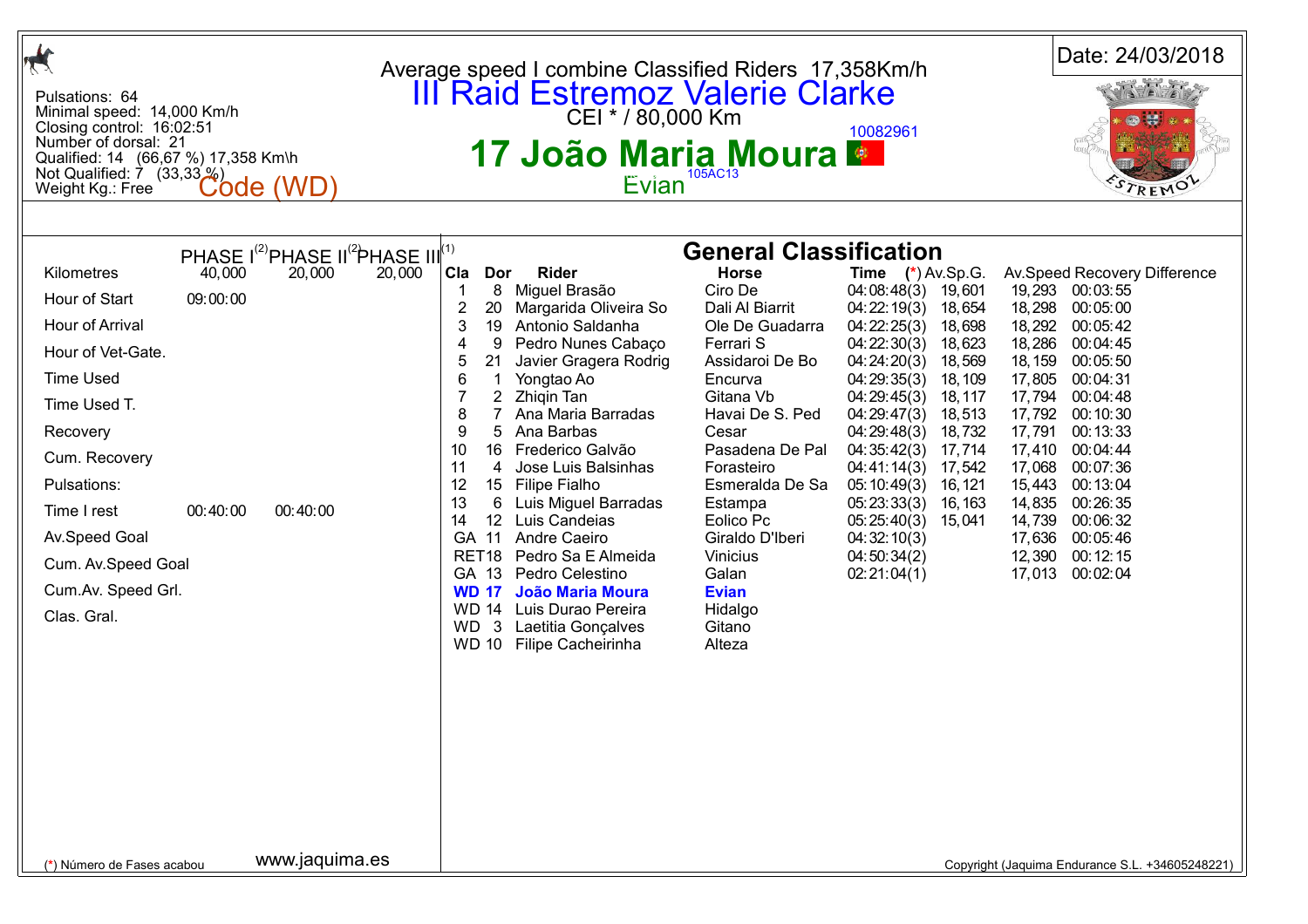Pulsations: 64
Minimal speed: 14,000 Km/h
Closing control: 16:02:51
Number of dorsal: 21
Qualified: 14 (66,67 %) 17,358 Km\h
Not Qualified: 7 (33,33 %)
Weight Kg.: Free

Code (WD)

Average speed I combine Classified Riders 17,358Km/h

# III Raid Estremoz Valerie Clarke

CEI * / 80,000 Km

10082961

## 17 João Maria Moura

Evian 105AC13

Date: 24/03/2018

| | PHASE I[2] | PHASE II[2] | PHASE III[1] |
|---|---|---|---|
| Kilometres | 40,000 | 20,000 | 20,000 |
| Hour of Start | 09:00:00 | | |
| Hour of Arrival | | | |
| Hour of Vet-Gate. | | | |
| Time Used | | | |
| Time Used T. | | | |
| Recovery | | | |
| Cum. Recovery | | | |
| Pulsations: | | | |
| Time I rest | 00:40:00 | 00:40:00 | |
| Av.Speed Goal | | | |
| Cum. Av.Speed Goal | | | |
| Cum.Av. Speed Grl. | | | |
| Clas. Gral. | | | |

## General Classification

| Cla | Dor | Rider | Horse | Time (*) | Av.Sp.G. | Av.Speed | Recovery Difference |
|---|---|---|---|---|---|---|---|
| 1 | 8 | Miguel Brasão | Ciro De | 04:08:48(3) | 19,601 | 19,293 | 00:03:55 |
| 2 | 20 | Margarida Oliveira So | Dali Al Biarrit | 04:22:19(3) | 18,654 | 18,298 | 00:05:00 |
| 3 | 19 | Antonio Saldanha | Ole De Guadarra | 04:22:25(3) | 18,698 | 18,292 | 00:05:42 |
| 4 | 9 | Pedro Nunes Cabaço | Ferrari S | 04:22:30(3) | 18,623 | 18,286 | 00:04:45 |
| 5 | 21 | Javier Gragera Rodrig | Assidaroi De Bo | 04:24:20(3) | 18,569 | 18,159 | 00:05:50 |
| 6 | 1 | Yongtao Ao | Encurva | 04:29:35(3) | 18,109 | 17,805 | 00:04:31 |
| 7 | 2 | Zhiqin Tan | Gitana Vb | 04:29:45(3) | 18,117 | 17,794 | 00:04:48 |
| 8 | 7 | Ana Maria Barradas | Havai De S. Ped | 04:29:47(3) | 18,513 | 17,792 | 00:10:30 |
| 9 | 5 | Ana Barbas | Cesar | 04:29:48(3) | 18,732 | 17,791 | 00:13:33 |
| 10 | 16 | Frederico Galvão | Pasadena De Pal | 04:35:42(3) | 17,714 | 17,410 | 00:04:44 |
| 11 | 4 | Jose Luis Balsinhas | Forasteiro | 04:41:14(3) | 17,542 | 17,068 | 00:07:36 |
| 12 | 15 | Filipe Fialho | Esmeralda De Sa | 05:10:49(3) | 16,121 | 15,443 | 00:13:04 |
| 13 | 6 | Luis Miguel Barradas | Estampa | 05:23:33(3) | 16,163 | 14,835 | 00:26:35 |
| 14 | 12 | Luis Candeias | Eolico Pc | 05:25:40(3) | 15,041 | 14,739 | 00:06:32 |
| GA | 11 | Andre Caeiro | Giraldo D'Iberi | 04:32:10(3) | | 17,636 | 00:05:46 |
| RET | 18 | Pedro Sa E Almeida | Vinicius | 04:50:34(2) | | 12,390 | 00:12:15 |
| GA | 13 | Pedro Celestino | Galan | 02:21:04(1) | | 17,013 | 00:02:04 |
| **WD** | **17** | **João Maria Moura** | **Evian** | | | | |
| WD | 14 | Luis Durao Pereira | Hidalgo | | | | |
| WD | 3 | Laetitia Gonçalves | Gitano | | | | |
| WD | 10 | Filipe Cacheirinha | Alteza | | | | |

(*) Número de Fases acabou

www.jaquima.es

Copyright (Jaquima Endurance S.L. +34605248221)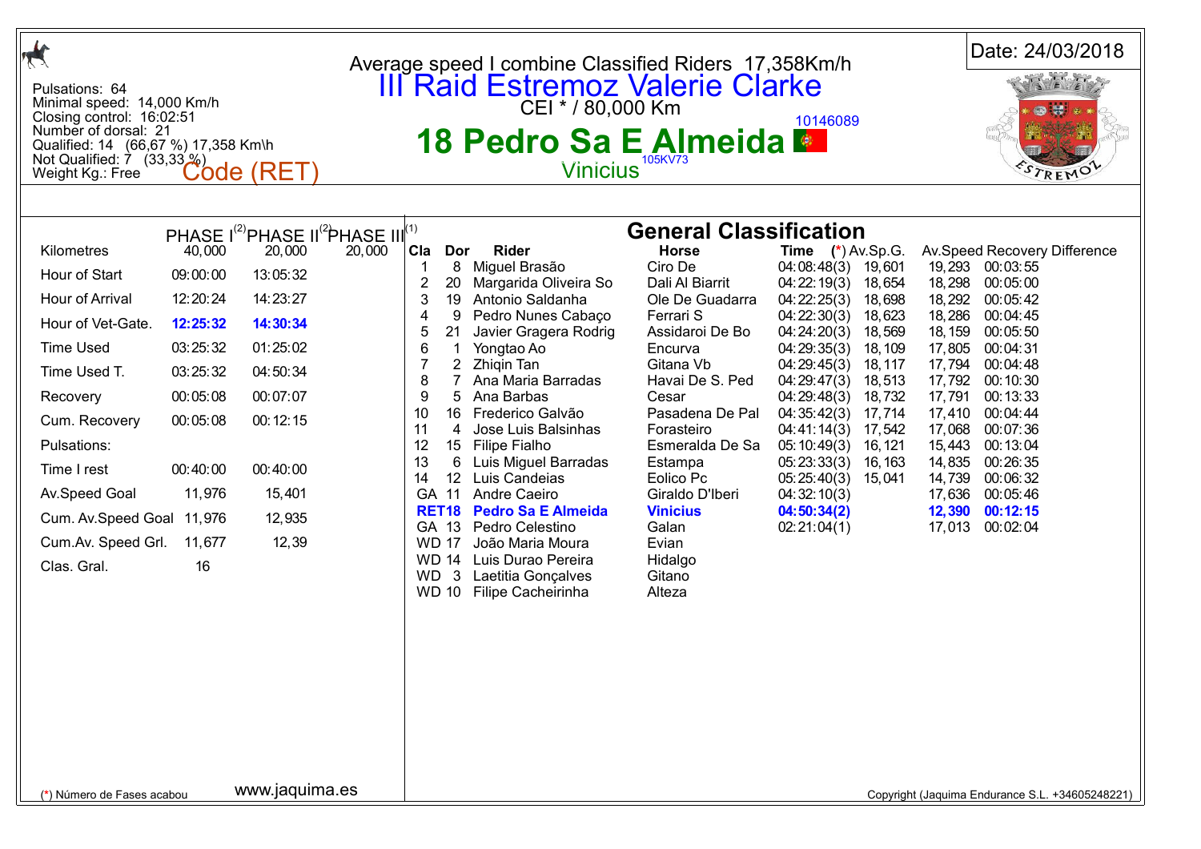Average speed I combine Classified Riders 17,358Km/h

# III Raid Estremoz Valerie Clarke

CEI * / 80,000 Km

Date: 24/03/2018

Pulsations: 64
Minimal speed: 14,000 Km/h
Closing control: 16:02:51
Number of dorsal: 21
Qualified: 14 (66,67 %) 17,358 Km\h
Not Qualified: 7 (33,33 %)
Weight Kg.: Free

Code (RET)

10146089

## 18 Pedro Sa E Almeida

Vinicius 105KV73

| | PHASE I[2] | PHASE II[2] | PHASE III[1] |
|---|---|---|---|
| Kilometres | 40,000 | 20,000 | 20,000 |
| Hour of Start | 09:00:00 | 13:05:32 | |
| Hour of Arrival | 12:20:24 | 14:23:27 | |
| Hour of Vet-Gate. | **12:25:32** | **14:30:34** | |
| Time Used | 03:25:32 | 01:25:02 | |
| Time Used T. | 03:25:32 | 04:50:34 | |
| Recovery | 00:05:08 | 00:07:07 | |
| Cum. Recovery | 00:05:08 | 00:12:15 | |
| Pulsations: | | | |
| Time I rest | 00:40:00 | 00:40:00 | |
| Av.Speed Goal | 11,976 | 15,401 | |
| Cum. Av.Speed Goal | 11,976 | 12,935 | |
| Cum.Av. Speed Grl. | 11,677 | 12,39 | |
| Clas. Gral. | 16 | | |

## General Classification

| Cla | Dor | Rider | Horse | Time (*) | Av.Sp.G. | Av.Speed | Recovery Difference |
|---|---|---|---|---|---|---|---|
| 1 | 8 | Miguel Brasão | Ciro De | 04:08:48(3) | 19,601 | 19,293 | 00:03:55 |
| 2 | 20 | Margarida Oliveira So | Dali Al Biarrit | 04:22:19(3) | 18,654 | 18,298 | 00:05:00 |
| 3 | 19 | Antonio Saldanha | Ole De Guadarra | 04:22:25(3) | 18,698 | 18,292 | 00:05:42 |
| 4 | 9 | Pedro Nunes Cabaço | Ferrari S | 04:22:30(3) | 18,623 | 18,286 | 00:04:45 |
| 5 | 21 | Javier Gragera Rodrig | Assidaroi De Bo | 04:24:20(3) | 18,569 | 18,159 | 00:05:50 |
| 6 | 1 | Yongtao Ao | Encurva | 04:29:35(3) | 18,109 | 17,805 | 00:04:31 |
| 7 | 2 | Zhiqin Tan | Gitana Vb | 04:29:45(3) | 18,117 | 17,794 | 00:04:48 |
| 8 | 7 | Ana Maria Barradas | Havai De S. Ped | 04:29:47(3) | 18,513 | 17,792 | 00:10:30 |
| 9 | 5 | Ana Barbas | Cesar | 04:29:48(3) | 18,732 | 17,791 | 00:13:33 |
| 10 | 16 | Frederico Galvão | Pasadena De Pal | 04:35:42(3) | 17,714 | 17,410 | 00:04:44 |
| 11 | 4 | Jose Luis Balsinhas | Forasteiro | 04:41:14(3) | 17,542 | 17,068 | 00:07:36 |
| 12 | 15 | Filipe Fialho | Esmeralda De Sa | 05:10:49(3) | 16,121 | 15,443 | 00:13:04 |
| 13 | 6 | Luis Miguel Barradas | Estampa | 05:23:33(3) | 16,163 | 14,835 | 00:26:35 |
| 14 | 12 | Luis Candeias | Eolico Pc | 05:25:40(3) | 15,041 | 14,739 | 00:06:32 |
| GA | 11 | Andre Caeiro | Giraldo D'Iberi | 04:32:10(3) | | 17,636 | 00:05:46 |
| **RET** | **18** | **Pedro Sa E Almeida** | **Vinicius** | **04:50:34(2)** | | **12,390** | **00:12:15** |
| GA | 13 | Pedro Celestino | Galan | 02:21:04(1) | | 17,013 | 00:02:04 |
| WD | 17 | João Maria Moura | Evian | | | | |
| WD | 14 | Luis Durao Pereira | Hidalgo | | | | |
| WD | 3 | Laetitia Gonçalves | Gitano | | | | |
| WD | 10 | Filipe Cacheirinha | Alteza | | | | |

(*) Número de Fases acabou

www.jaquima.es

Copyright (Jaquima Endurance S.L. +34605248221)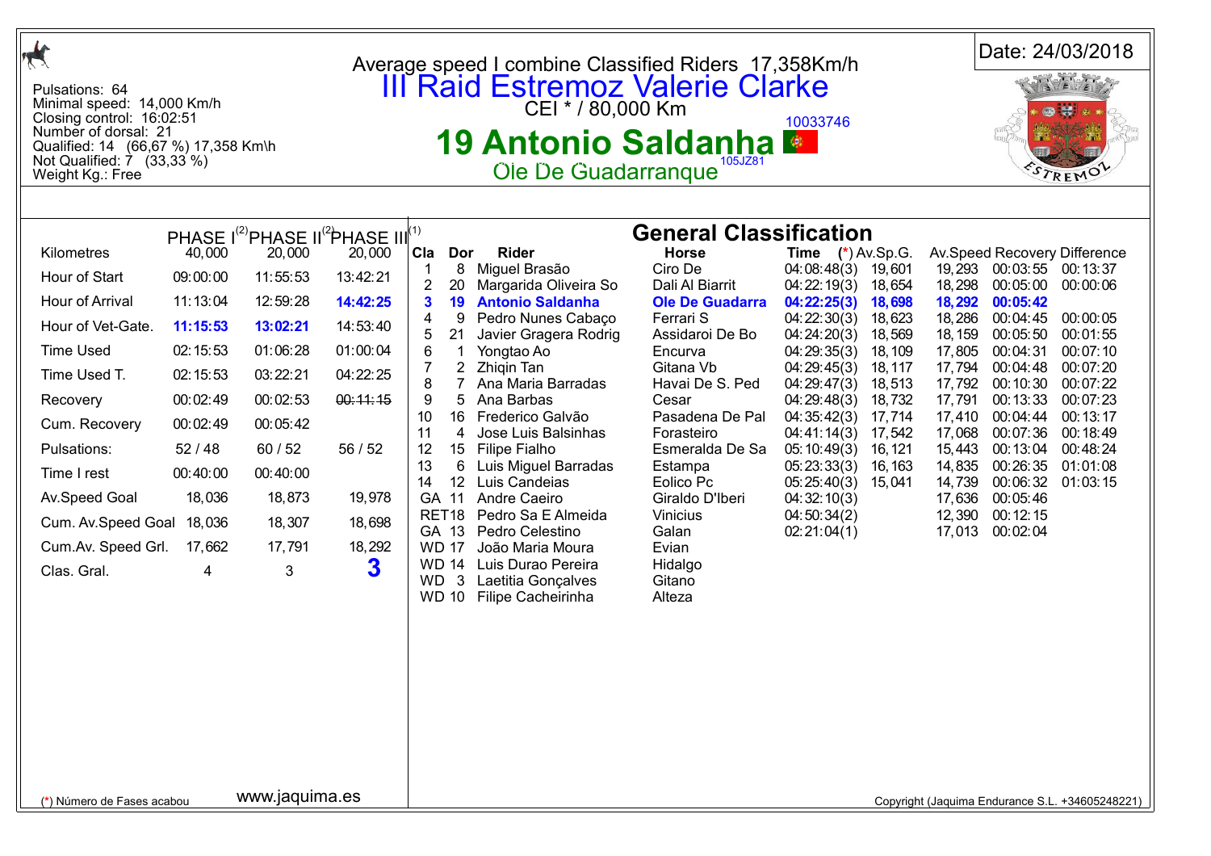Pulsations: 64
Minimal speed: 14,000 Km/h
Closing control: 16:02:51
Number of dorsal: 21
Qualified: 14 (66,67 %) 17,358 Km\h
Not Qualified: 7 (33,33 %)
Weight Kg.: Free

Average speed I combine Classified Riders 17,358Km/h

# III Raid Estremoz Valerie Clarke

CEI * / 80,000 Km

10033746

## 19 Antonio Saldanha

Ole De Guadarranque 105JZ81

Date: 24/03/2018

| | PHASE I[(2)] | PHASE II[(2)] | PHASE III[(1)] |
|---|---|---|---|
| Kilometres | 40,000 | 20,000 | 20,000 |
| Hour of Start | 09:00:00 | 11:55:53 | 13:42:21 |
| Hour of Arrival | 11:13:04 | 12:59:28 | **14:42:25** |
| Hour of Vet-Gate. | **11:15:53** | **13:02:21** | 14:53:40 |
| Time Used | 02:15:53 | 01:06:28 | 01:00:04 |
| Time Used T. | 02:15:53 | 03:22:21 | 04:22:25 |
| Recovery | 00:02:49 | 00:02:53 | ~~00:11:15~~ |
| Cum. Recovery | 00:02:49 | 00:05:42 | |
| Pulsations: | 52 / 48 | 60 / 52 | 56 / 52 |
| Time I rest | 00:40:00 | 00:40:00 | |
| Av.Speed Goal | 18,036 | 18,873 | 19,978 |
| Cum. Av.Speed Goal | 18,036 | 18,307 | 18,698 |
| Cum.Av. Speed Grl. | 17,662 | 17,791 | 18,292 |
| Clas. Gral. | 4 | 3 | **3** |

### General Classification

| Cla | Dor | Rider | Horse | Time (*) | Av.Sp.G. | Av.Speed | Recovery | Difference |
|---|---|---|---|---|---|---|---|---|
| 1 | 8 | Miguel Brasão | Ciro De | 04:08:48(3) | 19,601 | 19,293 | 00:03:55 | 00:13:37 |
| 2 | 20 | Margarida Oliveira So | Dali Al Biarrit | 04:22:19(3) | 18,654 | 18,298 | 00:05:00 | 00:00:06 |
| **3** | **19** | **Antonio Saldanha** | **Ole De Guadarra** | **04:22:25(3)** | **18,698** | **18,292** | **00:05:42** | |
| 4 | 9 | Pedro Nunes Cabaço | Ferrari S | 04:22:30(3) | 18,623 | 18,286 | 00:04:45 | 00:00:05 |
| 5 | 21 | Javier Gragera Rodrig | Assidaroi De Bo | 04:24:20(3) | 18,569 | 18,159 | 00:05:50 | 00:01:55 |
| 6 | 1 | Yongtao Ao | Encurva | 04:29:35(3) | 18,109 | 17,805 | 00:04:31 | 00:07:10 |
| 7 | 2 | Zhiqin Tan | Gitana Vb | 04:29:45(3) | 18,117 | 17,794 | 00:04:48 | 00:07:20 |
| 8 | 7 | Ana Maria Barradas | Havai De S. Ped | 04:29:47(3) | 18,513 | 17,792 | 00:10:30 | 00:07:22 |
| 9 | 5 | Ana Barbas | Cesar | 04:29:48(3) | 18,732 | 17,791 | 00:13:33 | 00:07:23 |
| 10 | 16 | Frederico Galvão | Pasadena De Pal | 04:35:42(3) | 17,714 | 17,410 | 00:04:44 | 00:13:17 |
| 11 | 4 | Jose Luis Balsinhas | Forasteiro | 04:41:14(3) | 17,542 | 17,068 | 00:07:36 | 00:18:49 |
| 12 | 15 | Filipe Fialho | Esmeralda De Sa | 05:10:49(3) | 16,121 | 15,443 | 00:13:04 | 00:48:24 |
| 13 | 6 | Luis Miguel Barradas | Estampa | 05:23:33(3) | 16,163 | 14,835 | 00:26:35 | 01:01:08 |
| 14 | 12 | Luis Candeias | Eolico Pc | 05:25:40(3) | 15,041 | 14,739 | 00:06:32 | 01:03:15 |
| GA | 11 | Andre Caeiro | Giraldo D'lberi | 04:32:10(3) | | 17,636 | 00:05:46 | |
| RET | 18 | Pedro Sa E Almeida | Vinicius | 04:50:34(2) | | 12,390 | 00:12:15 | |
| GA | 13 | Pedro Celestino | Galan | 02:21:04(1) | | 17,013 | 00:02:04 | |
| WD | 17 | João Maria Moura | Evian | | | | | |
| WD | 14 | Luis Durao Pereira | Hidalgo | | | | | |
| WD | 3 | Laetitia Gonçalves | Gitano | | | | | |
| WD | 10 | Filipe Cacheirinha | Alteza | | | | | |

(*) Número de Fases acabou

www.jaquima.es

Copyright (Jaquima Endurance S.L. +34605248221)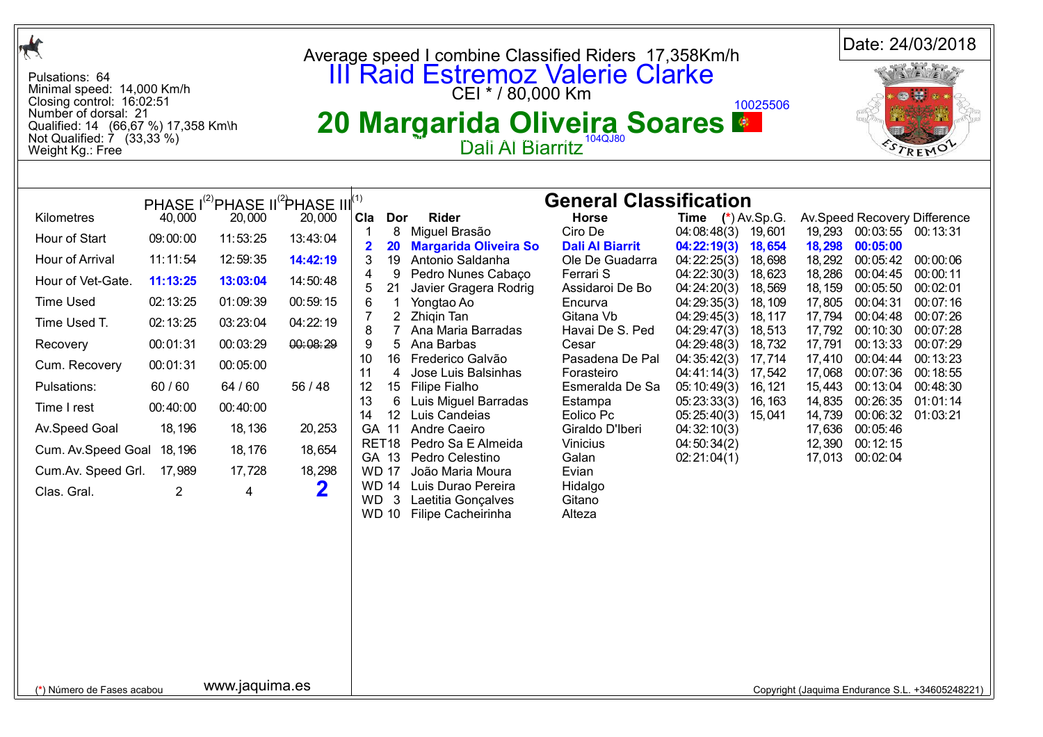Pulsations: 64
Minimal speed: 14,000 Km/h
Closing control: 16:02:51
Number of dorsal: 21
Qualified: 14 (66,67 %) 17,358 Km\h
Not Qualified: 7 (33,33 %)
Weight Kg.: Free

Average speed I combine Classified Riders 17,358Km/h

# III Raid Estremoz Valerie Clarke

CEI * / 80,000 Km

Date: 24/03/2018

## 20 Margarida Oliveira Soares

10025506

Dali Al Biarritz 104QJ80

| | PHASE I[(2)] | PHASE II[(2)] | PHASE III[(1)] |
|---|---|---|---|
| Kilometres | 40,000 | 20,000 | 20,000 |
| Hour of Start | 09:00:00 | 11:53:25 | 13:43:04 |
| Hour of Arrival | 11:11:54 | 12:59:35 | **14:42:19** |
| Hour of Vet-Gate. | **11:13:25** | **13:03:04** | 14:50:48 |
| Time Used | 02:13:25 | 01:09:39 | 00:59:15 |
| Time Used T. | 02:13:25 | 03:23:04 | 04:22:19 |
| Recovery | 00:01:31 | 00:03:29 | ~~00:08:29~~ |
| Cum. Recovery | 00:01:31 | 00:05:00 | |
| Pulsations: | 60 / 60 | 64 / 60 | 56 / 48 |
| Time I rest | 00:40:00 | 00:40:00 | |
| Av.Speed Goal | 18,196 | 18,136 | 20,253 |
| Cum. Av.Speed Goal | 18,196 | 18,176 | 18,654 |
| Cum.Av. Speed Grl. | 17,989 | 17,728 | 18,298 |
| Clas. Gral. | 2 | 4 | **2** |

## General Classification

| Cla | Dor | Rider | Horse | Time (*) | Av.Sp.G. | Av.Speed | Recovery | Difference |
|---|---|---|---|---|---|---|---|---|
| 1 | 8 | Miguel Brasão | Ciro De | 04:08:48(3) | 19,601 | 19,293 | 00:03:55 | 00:13:31 |
| **2** | **20** | **Margarida Oliveira So** | **Dali Al Biarrit** | **04:22:19(3)** | **18,654** | **18,298** | **00:05:00** | |
| 3 | 19 | Antonio Saldanha | Ole De Guadarra | 04:22:25(3) | 18,698 | 18,292 | 00:05:42 | 00:00:06 |
| 4 | 9 | Pedro Nunes Cabaço | Ferrari S | 04:22:30(3) | 18,623 | 18,286 | 00:04:45 | 00:00:11 |
| 5 | 21 | Javier Gragera Rodrig | Assidaroi De Bo | 04:24:20(3) | 18,569 | 18,159 | 00:05:50 | 00:02:01 |
| 6 | 1 | Yongtao Ao | Encurva | 04:29:35(3) | 18,109 | 17,805 | 00:04:31 | 00:07:16 |
| 7 | 2 | Zhiqin Tan | Gitana Vb | 04:29:45(3) | 18,117 | 17,794 | 00:04:48 | 00:07:26 |
| 8 | 7 | Ana Maria Barradas | Havai De S. Ped | 04:29:47(3) | 18,513 | 17,792 | 00:10:30 | 00:07:28 |
| 9 | 5 | Ana Barbas | Cesar | 04:29:48(3) | 18,732 | 17,791 | 00:13:33 | 00:07:29 |
| 10 | 16 | Frederico Galvão | Pasadena De Pal | 04:35:42(3) | 17,714 | 17,410 | 00:04:44 | 00:13:23 |
| 11 | 4 | Jose Luis Balsinhas | Forasteiro | 04:41:14(3) | 17,542 | 17,068 | 00:07:36 | 00:18:55 |
| 12 | 15 | Filipe Fialho | Esmeralda De Sa | 05:10:49(3) | 16,121 | 15,443 | 00:13:04 | 00:48:30 |
| 13 | 6 | Luis Miguel Barradas | Estampa | 05:23:33(3) | 16,163 | 14,835 | 00:26:35 | 01:01:14 |
| 14 | 12 | Luis Candeias | Eolico Pc | 05:25:40(3) | 15,041 | 14,739 | 00:06:32 | 01:03:21 |
| GA | 11 | Andre Caeiro | Giraldo D'lberi | 04:32:10(3) | | 17,636 | 00:05:46 | |
| RET | 18 | Pedro Sa E Almeida | Vinicius | 04:50:34(2) | | 12,390 | 00:12:15 | |
| GA | 13 | Pedro Celestino | Galan | 02:21:04(1) | | 17,013 | 00:02:04 | |
| WD | 17 | João Maria Moura | Evian | | | | | |
| WD | 14 | Luis Durao Pereira | Hidalgo | | | | | |
| WD | 3 | Laetitia Gonçalves | Gitano | | | | | |
| WD | 10 | Filipe Cacheirinha | Alteza | | | | | |

(*) Número de Fases acabou

www.jaquima.es

Copyright (Jaquima Endurance S.L. +34605248221)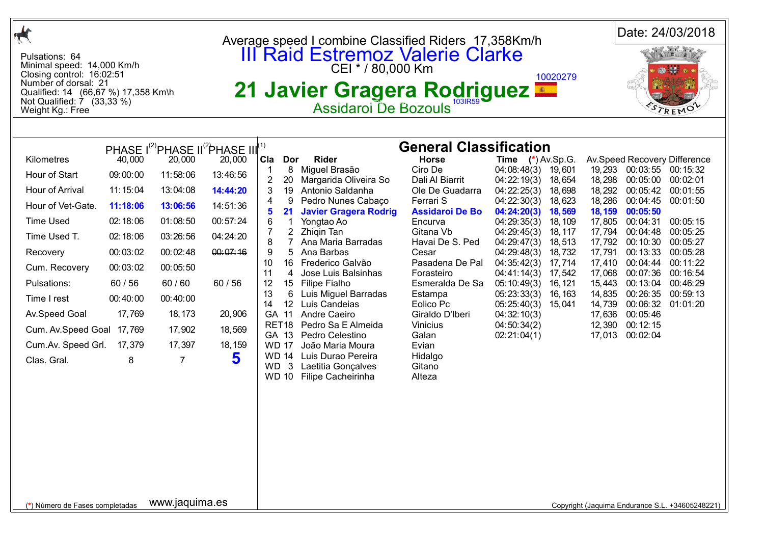Pulsations: 64
Minimal speed: 14,000 Km/h
Closing control: 16:02:51
Number of dorsal: 21
Qualified: 14 (66,67 %) 17,358 Km\h
Not Qualified: 7 (33,33 %)
Weight Kg.: Free

Average speed I combine Classified Riders 17,358Km/h

# III Raid Estremoz Valerie Clarke

CEI * / 80,000 Km

10020279

## 21 Javier Gragera Rodriguez

Assidaroi De Bozouls 103IR59

Date: 24/03/2018

| | PHASE I[2] | PHASE II[2] | PHASE III[1] |
|---|---|---|---|
| Kilometres | 40,000 | 20,000 | 20,000 |
| Hour of Start | 09:00:00 | 11:58:06 | 13:46:56 |
| Hour of Arrival | 11:15:04 | 13:04:08 | **14:44:20** |
| Hour of Vet-Gate. | **11:18:06** | **13:06:56** | 14:51:36 |
| Time Used | 02:18:06 | 01:08:50 | 00:57:24 |
| Time Used T. | 02:18:06 | 03:26:56 | 04:24:20 |
| Recovery | 00:03:02 | 00:02:48 | ~~00:07:16~~ |
| Cum. Recovery | 00:03:02 | 00:05:50 | |
| Pulsations: | 60 / 56 | 60 / 60 | 60 / 56 |
| Time I rest | 00:40:00 | 00:40:00 | |
| Av.Speed Goal | 17,769 | 18,173 | 20,906 |
| Cum. Av.Speed Goal | 17,769 | 17,902 | 18,569 |
| Cum.Av. Speed Grl. | 17,379 | 17,397 | 18,159 |
| Clas. Gral. | 8 | 7 | **5** |

### General Classification

| Cla | Dor | Rider | Horse | Time (*) | Av.Sp.G. | Av.Speed | Recovery | Difference |
|---|---|---|---|---|---|---|---|---|
| 1 | 8 | Miguel Brasão | Ciro De | 04:08:48(3) | 19,601 | 19,293 | 00:03:55 | 00:15:32 |
| 2 | 20 | Margarida Oliveira So | Dali Al Biarrit | 04:22:19(3) | 18,654 | 18,298 | 00:05:00 | 00:02:01 |
| 3 | 19 | Antonio Saldanha | Ole De Guadarra | 04:22:25(3) | 18,698 | 18,292 | 00:05:42 | 00:01:55 |
| 4 | 9 | Pedro Nunes Cabaço | Ferrari S | 04:22:30(3) | 18,623 | 18,286 | 00:04:45 | 00:01:50 |
| **5** | **21** | **Javier Gragera Rodrig** | **Assidaroi De Bo** | **04:24:20(3)** | **18,569** | **18,159** | **00:05:50** | |
| 6 | 1 | Yongtao Ao | Encurva | 04:29:35(3) | 18,109 | 17,805 | 00:04:31 | 00:05:15 |
| 7 | 2 | Zhiqin Tan | Gitana Vb | 04:29:45(3) | 18,117 | 17,794 | 00:04:48 | 00:05:25 |
| 8 | 7 | Ana Maria Barradas | Havai De S. Ped | 04:29:47(3) | 18,513 | 17,792 | 00:10:30 | 00:05:27 |
| 9 | 5 | Ana Barbas | Cesar | 04:29:48(3) | 18,732 | 17,791 | 00:13:33 | 00:05:28 |
| 10 | 16 | Frederico Galvão | Pasadena De Pal | 04:35:42(3) | 17,714 | 17,410 | 00:04:44 | 00:11:22 |
| 11 | 4 | Jose Luis Balsinhas | Forasteiro | 04:41:14(3) | 17,542 | 17,068 | 00:07:36 | 00:16:54 |
| 12 | 15 | Filipe Fialho | Esmeralda De Sa | 05:10:49(3) | 16,121 | 15,443 | 00:13:04 | 00:46:29 |
| 13 | 6 | Luis Miguel Barradas | Estampa | 05:23:33(3) | 16,163 | 14,835 | 00:26:35 | 00:59:13 |
| 14 | 12 | Luis Candeias | Eolico Pc | 05:25:40(3) | 15,041 | 14,739 | 00:06:32 | 01:01:20 |
| GA | 11 | Andre Caeiro | Giraldo D'Iberi | 04:32:10(3) | | 17,636 | 00:05:46 | |
| RET | 18 | Pedro Sa E Almeida | Vinicius | 04:50:34(2) | | 12,390 | 00:12:15 | |
| GA | 13 | Pedro Celestino | Galan | 02:21:04(1) | | 17,013 | 00:02:04 | |
| WD | 17 | João Maria Moura | Evian | | | | | |
| WD | 14 | Luis Durao Pereira | Hidalgo | | | | | |
| WD | 3 | Laetitia Gonçalves | Gitano | | | | | |
| WD | 10 | Filipe Cacheirinha | Alteza | | | | | |

(*) Número de Fases completadas

www.jaquima.es

Copyright (Jaquima Endurance S.L. +34605248221)